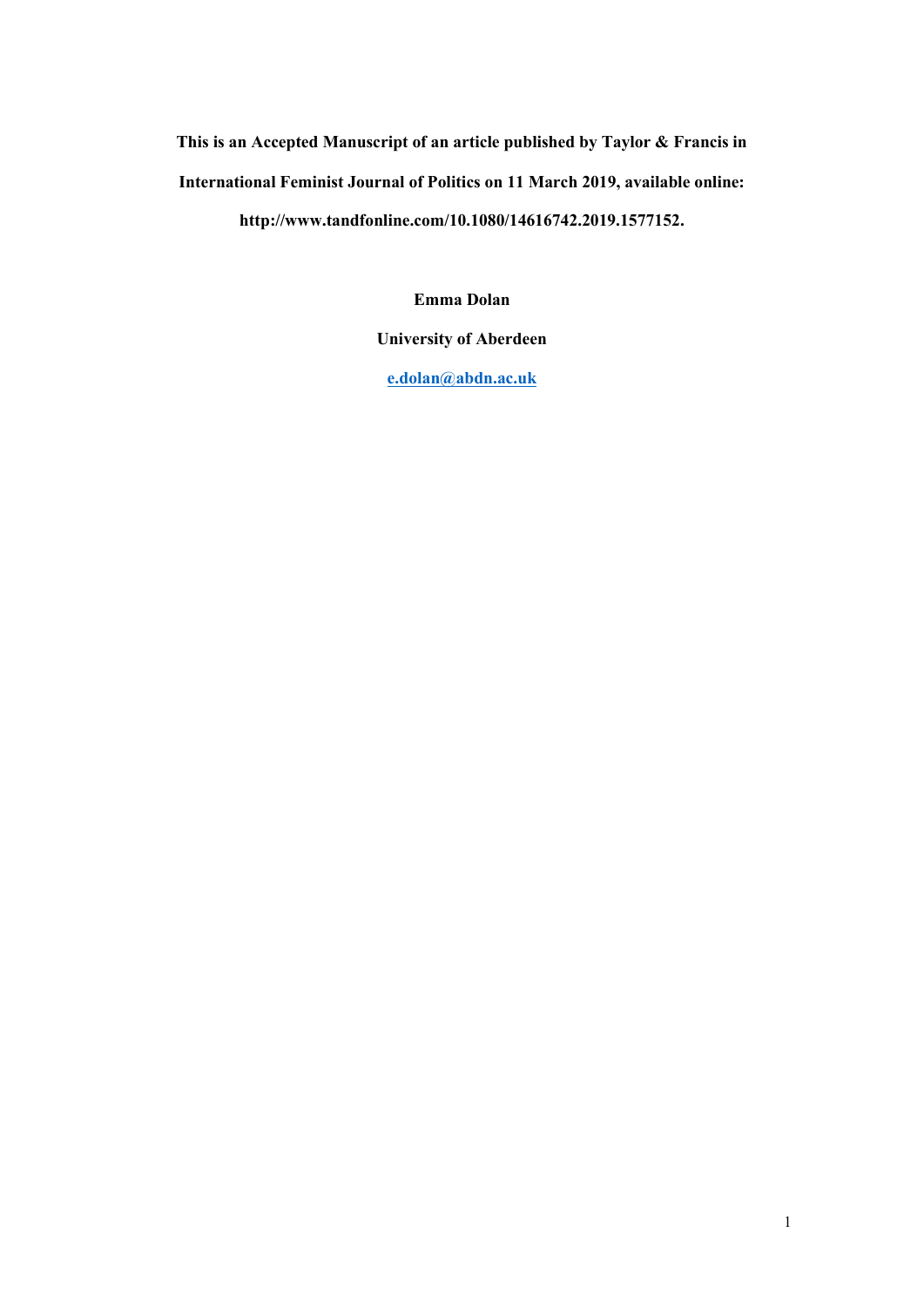**This is an Accepted Manuscript of an article published by Taylor & Francis in International Feminist Journal of Politics on 11 March 2019, available online: http://www.tandfonline.com/10.1080/14616742.2019.1577152.**

**Emma Dolan**

**University of Aberdeen**

**e.dolan@abdn.ac.uk**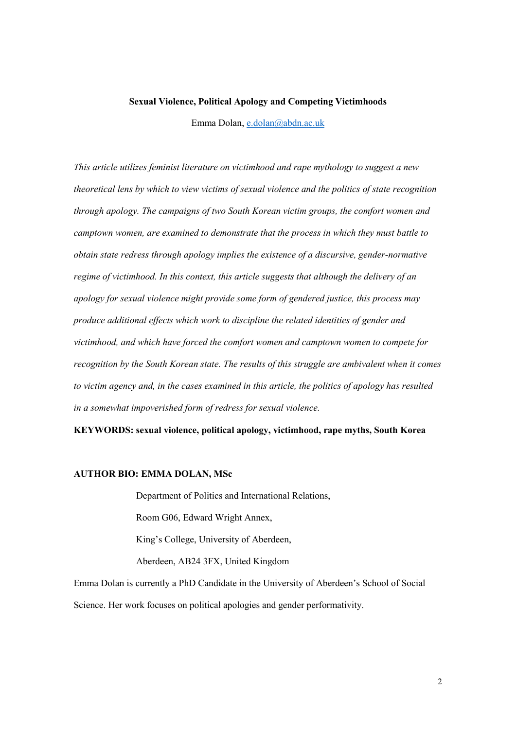**Sexual Violence, Political Apology and Competing Victimhoods**

Emma Dolan, [e.dolan@abdn.ac.uk](mailto:e.dolan@abdn.ac.uk)

*This article utilizes feminist literature on victimhood and rape mythology to suggest a new theoretical lens by which to view victims of sexual violence and the politics of state recognition through apology. The campaigns of two South Korean victim groups, the comfort women and camptown women, are examined to demonstrate that the process in which they must battle to obtain state redress through apology implies the existence of a discursive, gender-normative regime of victimhood. In this context, this article suggests that although the delivery of an apology for sexual violence might provide some form of gendered justice, this process may produce additional effects which work to discipline the related identities of gender and victimhood, and which have forced the comfort women and camptown women to compete for recognition by the South Korean state. The results of this struggle are ambivalent when it comes to victim agency and, in the cases examined in this article, the politics of apology has resulted in a somewhat impoverished form of redress for sexual violence.*

**KEYWORDS: sexual violence, political apology, victimhood, rape myths, South Korea**

**AUTHOR BIO: EMMA DOLAN, MSc**

Department of Politics and International Relations,
Room G06, Edward Wright Annex,
King's College, University of Aberdeen,
Aberdeen, AB24 3FX, United Kingdom

Emma Dolan is currently a PhD Candidate in the University of Aberdeen's School of Social Science. Her work focuses on political apologies and gender performativity.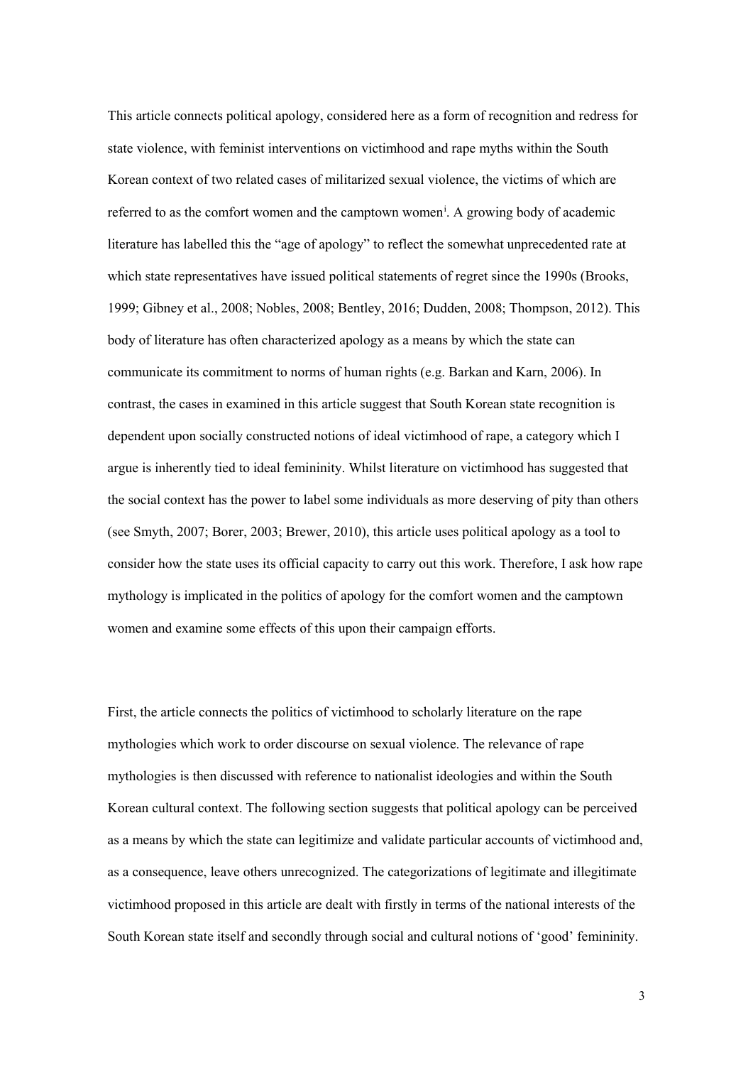This article connects political apology, considered here as a form of recognition and redress for state violence, with feminist interventions on victimhood and rape myths within the South Korean context of two related cases of militarized sexual violence, the victims of which are referred to as the comfort women and the camptown women[i]. A growing body of academic literature has labelled this the "age of apology" to reflect the somewhat unprecedented rate at which state representatives have issued political statements of regret since the 1990s (Brooks, 1999; Gibney et al., 2008; Nobles, 2008; Bentley, 2016; Dudden, 2008; Thompson, 2012). This body of literature has often characterized apology as a means by which the state can communicate its commitment to norms of human rights (e.g. Barkan and Karn, 2006). In contrast, the cases in examined in this article suggest that South Korean state recognition is dependent upon socially constructed notions of ideal victimhood of rape, a category which I argue is inherently tied to ideal femininity. Whilst literature on victimhood has suggested that the social context has the power to label some individuals as more deserving of pity than others (see Smyth, 2007; Borer, 2003; Brewer, 2010), this article uses political apology as a tool to consider how the state uses its official capacity to carry out this work. Therefore, I ask how rape mythology is implicated in the politics of apology for the comfort women and the camptown women and examine some effects of this upon their campaign efforts.

First, the article connects the politics of victimhood to scholarly literature on the rape mythologies which work to order discourse on sexual violence. The relevance of rape mythologies is then discussed with reference to nationalist ideologies and within the South Korean cultural context. The following section suggests that political apology can be perceived as a means by which the state can legitimize and validate particular accounts of victimhood and, as a consequence, leave others unrecognized. The categorizations of legitimate and illegitimate victimhood proposed in this article are dealt with firstly in terms of the national interests of the South Korean state itself and secondly through social and cultural notions of 'good' femininity.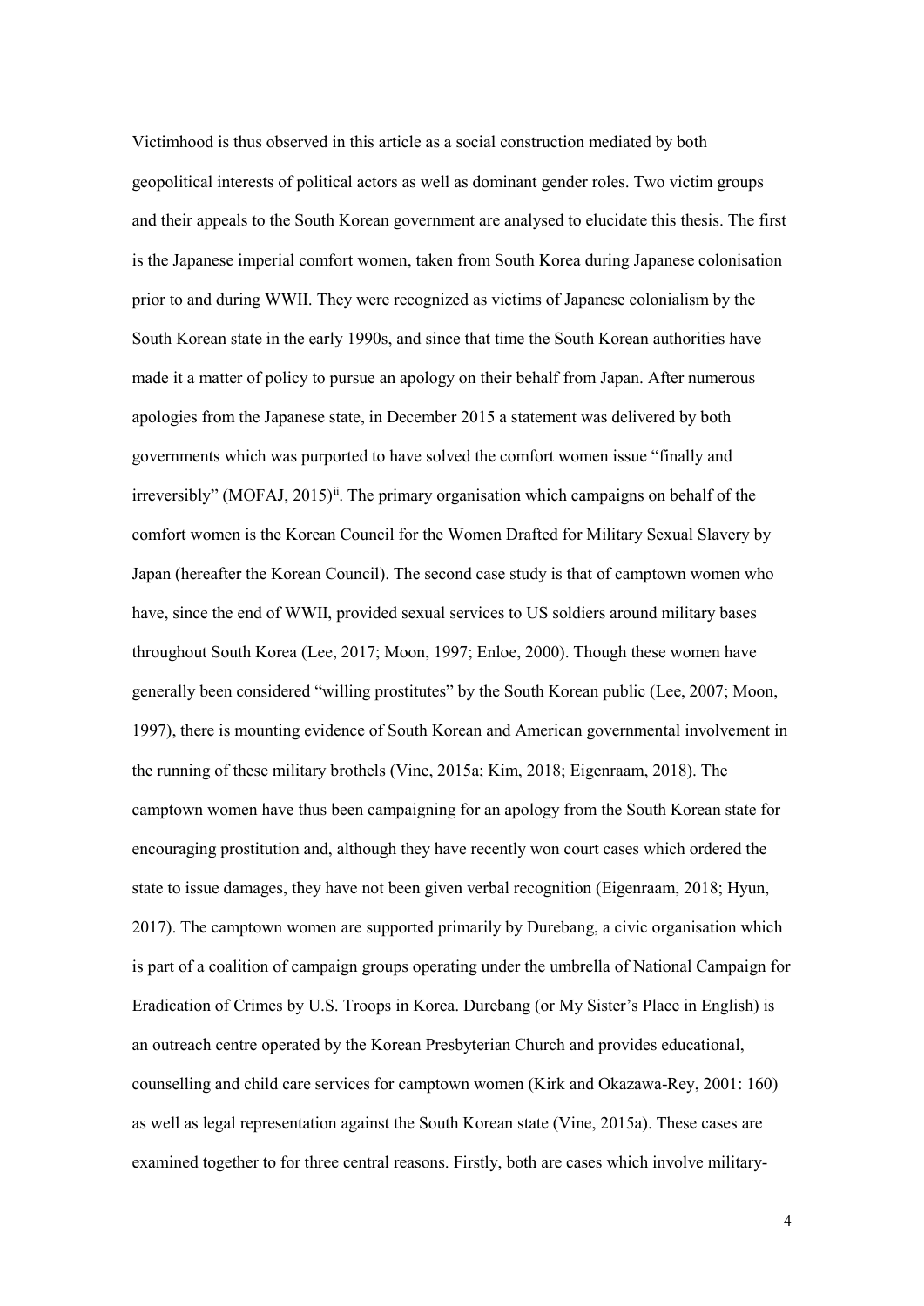Victimhood is thus observed in this article as a social construction mediated by both geopolitical interests of political actors as well as dominant gender roles. Two victim groups and their appeals to the South Korean government are analysed to elucidate this thesis. The first is the Japanese imperial comfort women, taken from South Korea during Japanese colonisation prior to and during WWII. They were recognized as victims of Japanese colonialism by the South Korean state in the early 1990s, and since that time the South Korean authorities have made it a matter of policy to pursue an apology on their behalf from Japan. After numerous apologies from the Japanese state, in December 2015 a statement was delivered by both governments which was purported to have solved the comfort women issue "finally and irreversibly" (MOFAJ, 2015)[ii]. The primary organisation which campaigns on behalf of the comfort women is the Korean Council for the Women Drafted for Military Sexual Slavery by Japan (hereafter the Korean Council). The second case study is that of camptown women who have, since the end of WWII, provided sexual services to US soldiers around military bases throughout South Korea (Lee, 2017; Moon, 1997; Enloe, 2000). Though these women have generally been considered "willing prostitutes" by the South Korean public (Lee, 2007; Moon, 1997), there is mounting evidence of South Korean and American governmental involvement in the running of these military brothels (Vine, 2015a; Kim, 2018; Eigenraam, 2018). The camptown women have thus been campaigning for an apology from the South Korean state for encouraging prostitution and, although they have recently won court cases which ordered the state to issue damages, they have not been given verbal recognition (Eigenraam, 2018; Hyun, 2017). The camptown women are supported primarily by Durebang, a civic organisation which is part of a coalition of campaign groups operating under the umbrella of National Campaign for Eradication of Crimes by U.S. Troops in Korea. Durebang (or My Sister's Place in English) is an outreach centre operated by the Korean Presbyterian Church and provides educational, counselling and child care services for camptown women (Kirk and Okazawa-Rey, 2001: 160) as well as legal representation against the South Korean state (Vine, 2015a). These cases are examined together to for three central reasons. Firstly, both are cases which involve military-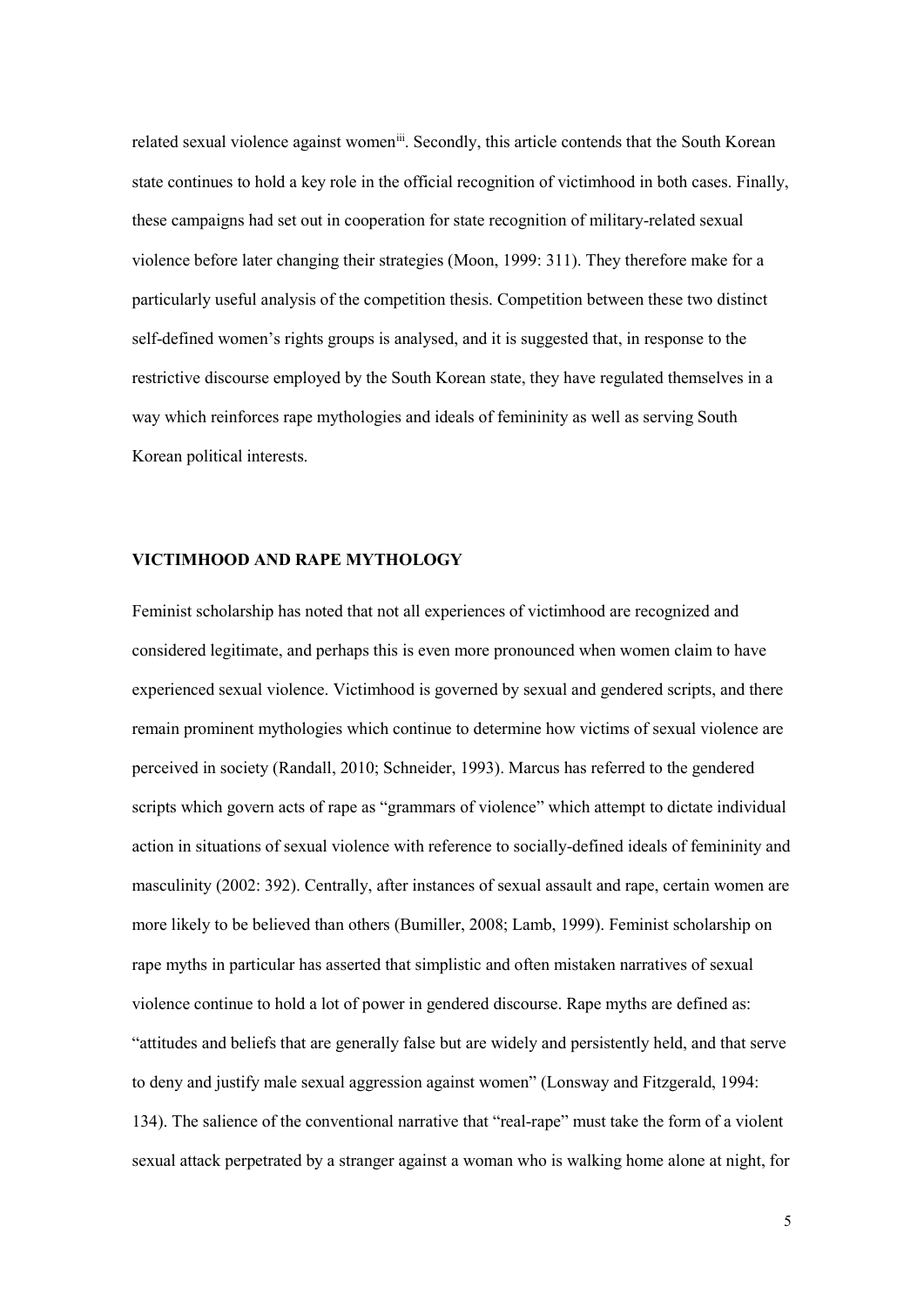related sexual violence against women[iii]. Secondly, this article contends that the South Korean state continues to hold a key role in the official recognition of victimhood in both cases. Finally, these campaigns had set out in cooperation for state recognition of military-related sexual violence before later changing their strategies (Moon, 1999: 311). They therefore make for a particularly useful analysis of the competition thesis. Competition between these two distinct self-defined women's rights groups is analysed, and it is suggested that, in response to the restrictive discourse employed by the South Korean state, they have regulated themselves in a way which reinforces rape mythologies and ideals of femininity as well as serving South Korean political interests.

## VICTIMHOOD AND RAPE MYTHOLOGY

Feminist scholarship has noted that not all experiences of victimhood are recognized and considered legitimate, and perhaps this is even more pronounced when women claim to have experienced sexual violence. Victimhood is governed by sexual and gendered scripts, and there remain prominent mythologies which continue to determine how victims of sexual violence are perceived in society (Randall, 2010; Schneider, 1993). Marcus has referred to the gendered scripts which govern acts of rape as "grammars of violence" which attempt to dictate individual action in situations of sexual violence with reference to socially-defined ideals of femininity and masculinity (2002: 392). Centrally, after instances of sexual assault and rape, certain women are more likely to be believed than others (Bumiller, 2008; Lamb, 1999). Feminist scholarship on rape myths in particular has asserted that simplistic and often mistaken narratives of sexual violence continue to hold a lot of power in gendered discourse. Rape myths are defined as: "attitudes and beliefs that are generally false but are widely and persistently held, and that serve to deny and justify male sexual aggression against women" (Lonsway and Fitzgerald, 1994: 134). The salience of the conventional narrative that "real-rape" must take the form of a violent sexual attack perpetrated by a stranger against a woman who is walking home alone at night, for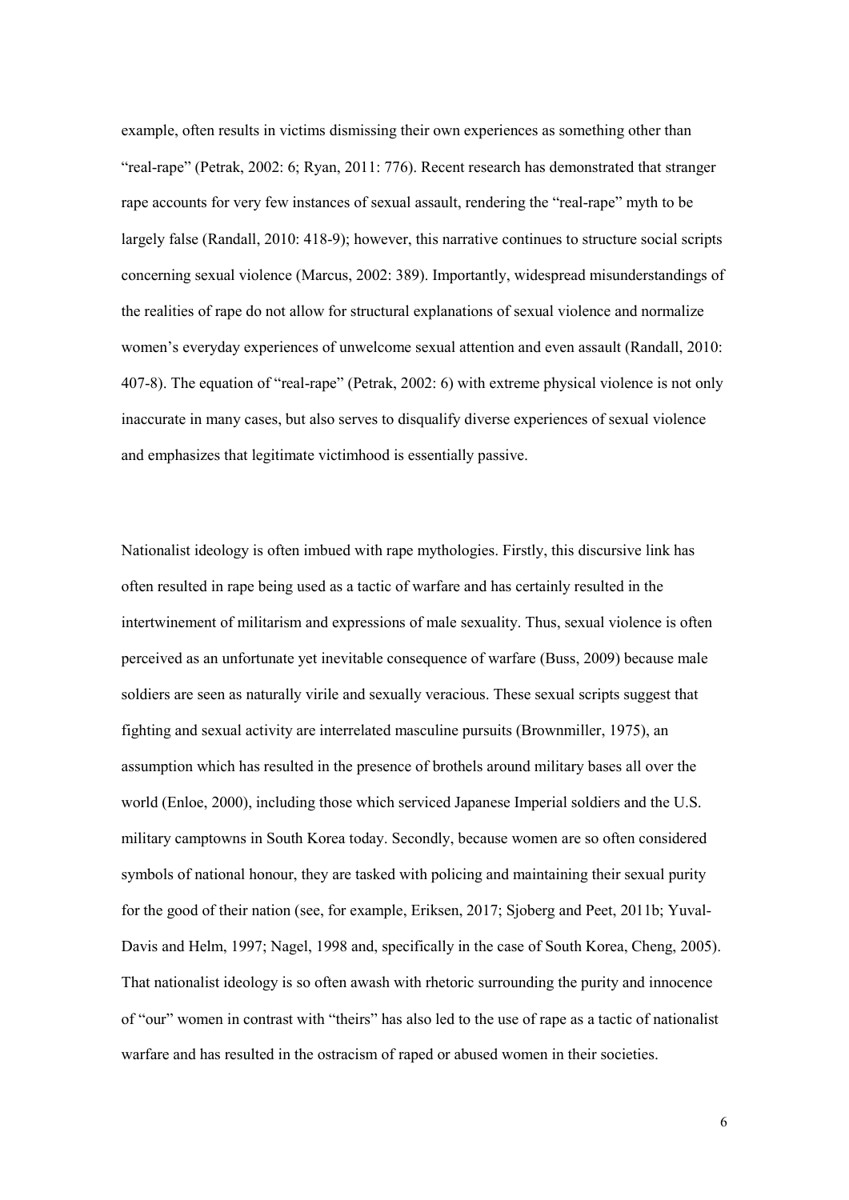example, often results in victims dismissing their own experiences as something other than "real-rape" (Petrak, 2002: 6; Ryan, 2011: 776). Recent research has demonstrated that stranger rape accounts for very few instances of sexual assault, rendering the "real-rape" myth to be largely false (Randall, 2010: 418-9); however, this narrative continues to structure social scripts concerning sexual violence (Marcus, 2002: 389). Importantly, widespread misunderstandings of the realities of rape do not allow for structural explanations of sexual violence and normalize women's everyday experiences of unwelcome sexual attention and even assault (Randall, 2010: 407-8). The equation of "real-rape" (Petrak, 2002: 6) with extreme physical violence is not only inaccurate in many cases, but also serves to disqualify diverse experiences of sexual violence and emphasizes that legitimate victimhood is essentially passive.

Nationalist ideology is often imbued with rape mythologies. Firstly, this discursive link has often resulted in rape being used as a tactic of warfare and has certainly resulted in the intertwinement of militarism and expressions of male sexuality. Thus, sexual violence is often perceived as an unfortunate yet inevitable consequence of warfare (Buss, 2009) because male soldiers are seen as naturally virile and sexually veracious. These sexual scripts suggest that fighting and sexual activity are interrelated masculine pursuits (Brownmiller, 1975), an assumption which has resulted in the presence of brothels around military bases all over the world (Enloe, 2000), including those which serviced Japanese Imperial soldiers and the U.S. military camptowns in South Korea today. Secondly, because women are so often considered symbols of national honour, they are tasked with policing and maintaining their sexual purity for the good of their nation (see, for example, Eriksen, 2017; Sjoberg and Peet, 2011b; Yuval-Davis and Helm, 1997; Nagel, 1998 and, specifically in the case of South Korea, Cheng, 2005). That nationalist ideology is so often awash with rhetoric surrounding the purity and innocence of "our" women in contrast with "theirs" has also led to the use of rape as a tactic of nationalist warfare and has resulted in the ostracism of raped or abused women in their societies.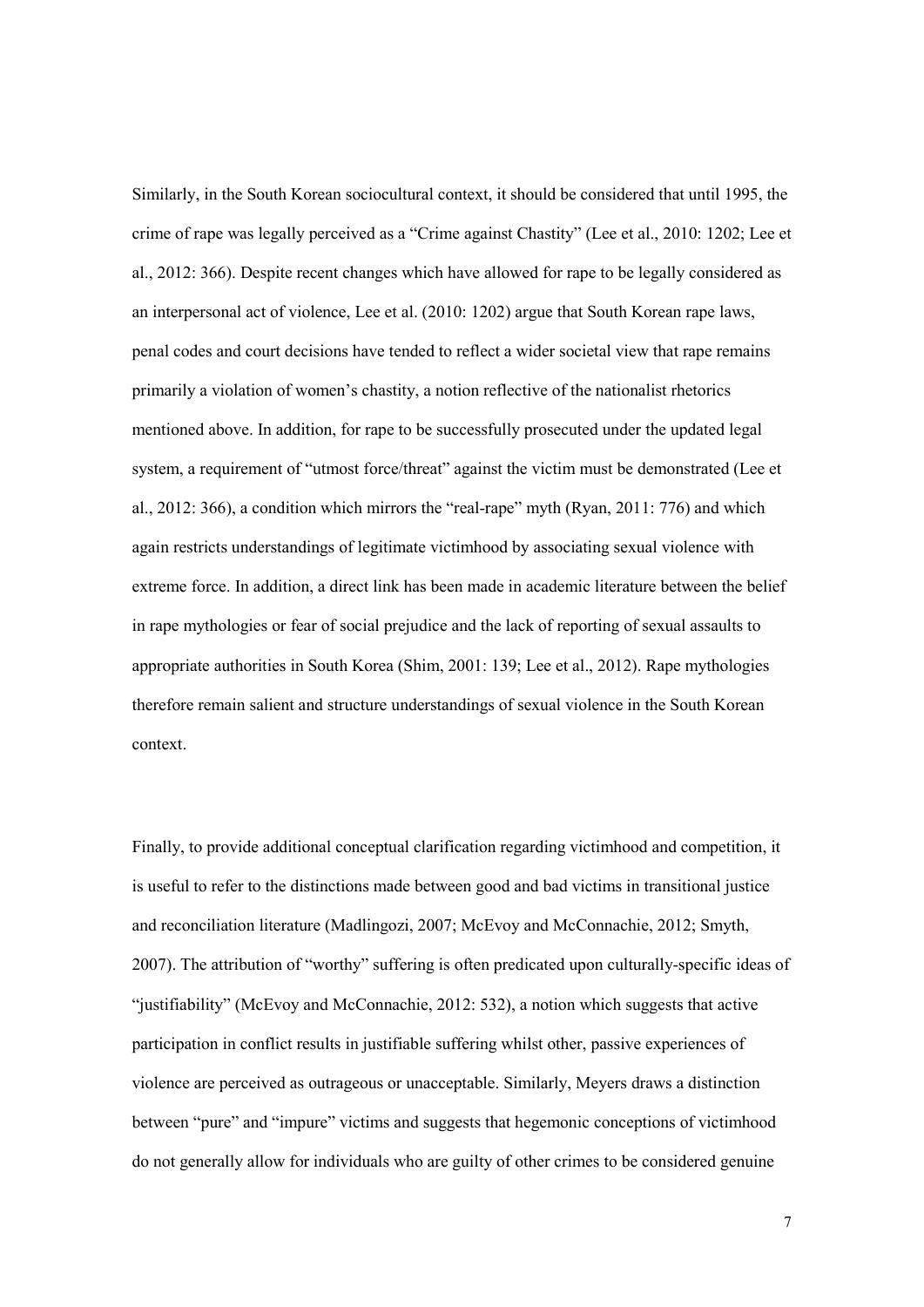Similarly, in the South Korean sociocultural context, it should be considered that until 1995, the crime of rape was legally perceived as a "Crime against Chastity" (Lee et al., 2010: 1202; Lee et al., 2012: 366). Despite recent changes which have allowed for rape to be legally considered as an interpersonal act of violence, Lee et al. (2010: 1202) argue that South Korean rape laws, penal codes and court decisions have tended to reflect a wider societal view that rape remains primarily a violation of women's chastity, a notion reflective of the nationalist rhetorics mentioned above. In addition, for rape to be successfully prosecuted under the updated legal system, a requirement of "utmost force/threat" against the victim must be demonstrated (Lee et al., 2012: 366), a condition which mirrors the "real-rape" myth (Ryan, 2011: 776) and which again restricts understandings of legitimate victimhood by associating sexual violence with extreme force. In addition, a direct link has been made in academic literature between the belief in rape mythologies or fear of social prejudice and the lack of reporting of sexual assaults to appropriate authorities in South Korea (Shim, 2001: 139; Lee et al., 2012). Rape mythologies therefore remain salient and structure understandings of sexual violence in the South Korean context.

Finally, to provide additional conceptual clarification regarding victimhood and competition, it is useful to refer to the distinctions made between good and bad victims in transitional justice and reconciliation literature (Madlingozi, 2007; McEvoy and McConnachie, 2012; Smyth, 2007). The attribution of "worthy" suffering is often predicated upon culturally-specific ideas of "justifiability" (McEvoy and McConnachie, 2012: 532), a notion which suggests that active participation in conflict results in justifiable suffering whilst other, passive experiences of violence are perceived as outrageous or unacceptable. Similarly, Meyers draws a distinction between "pure" and "impure" victims and suggests that hegemonic conceptions of victimhood do not generally allow for individuals who are guilty of other crimes to be considered genuine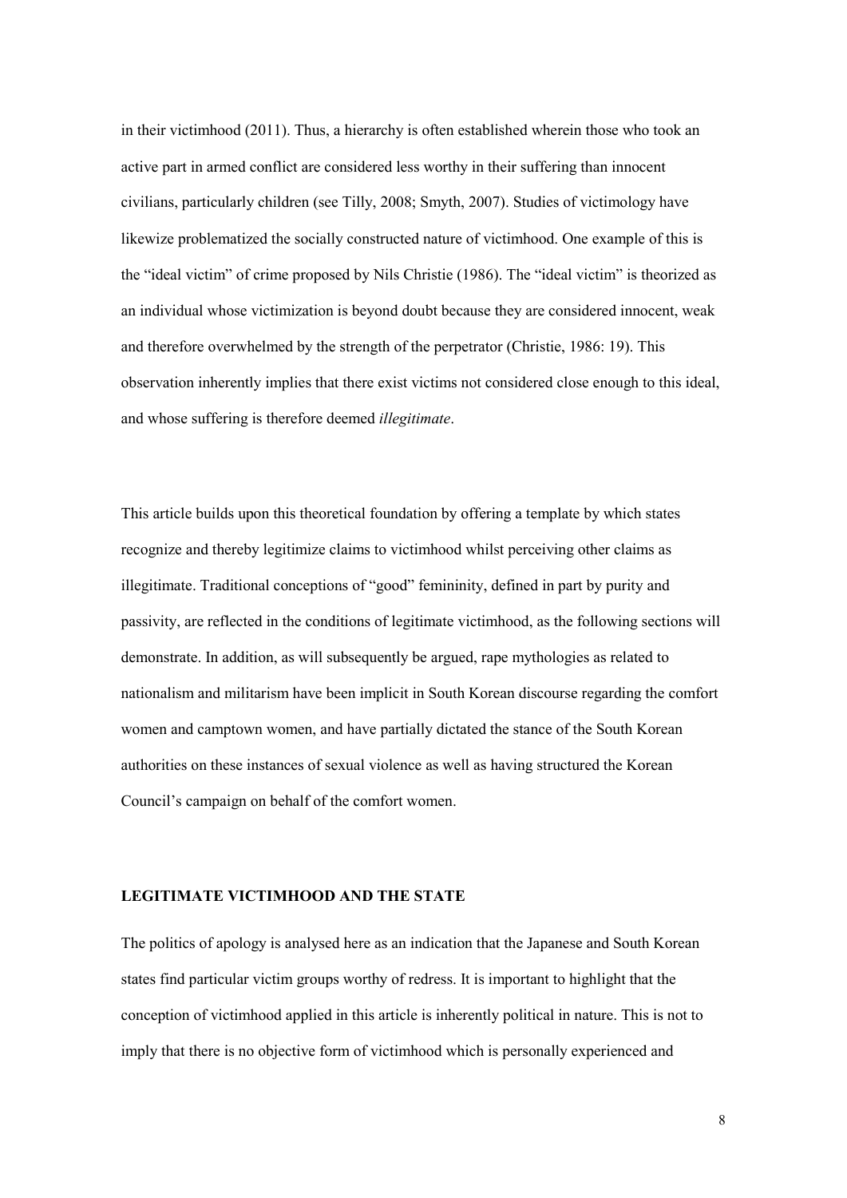in their victimhood (2011). Thus, a hierarchy is often established wherein those who took an active part in armed conflict are considered less worthy in their suffering than innocent civilians, particularly children (see Tilly, 2008; Smyth, 2007). Studies of victimology have likewize problematized the socially constructed nature of victimhood. One example of this is the "ideal victim" of crime proposed by Nils Christie (1986). The "ideal victim" is theorized as an individual whose victimization is beyond doubt because they are considered innocent, weak and therefore overwhelmed by the strength of the perpetrator (Christie, 1986: 19). This observation inherently implies that there exist victims not considered close enough to this ideal, and whose suffering is therefore deemed *illegitimate*.

This article builds upon this theoretical foundation by offering a template by which states recognize and thereby legitimize claims to victimhood whilst perceiving other claims as illegitimate. Traditional conceptions of "good" femininity, defined in part by purity and passivity, are reflected in the conditions of legitimate victimhood, as the following sections will demonstrate. In addition, as will subsequently be argued, rape mythologies as related to nationalism and militarism have been implicit in South Korean discourse regarding the comfort women and camptown women, and have partially dictated the stance of the South Korean authorities on these instances of sexual violence as well as having structured the Korean Council's campaign on behalf of the comfort women.

## LEGITIMATE VICTIMHOOD AND THE STATE

The politics of apology is analysed here as an indication that the Japanese and South Korean states find particular victim groups worthy of redress. It is important to highlight that the conception of victimhood applied in this article is inherently political in nature. This is not to imply that there is no objective form of victimhood which is personally experienced and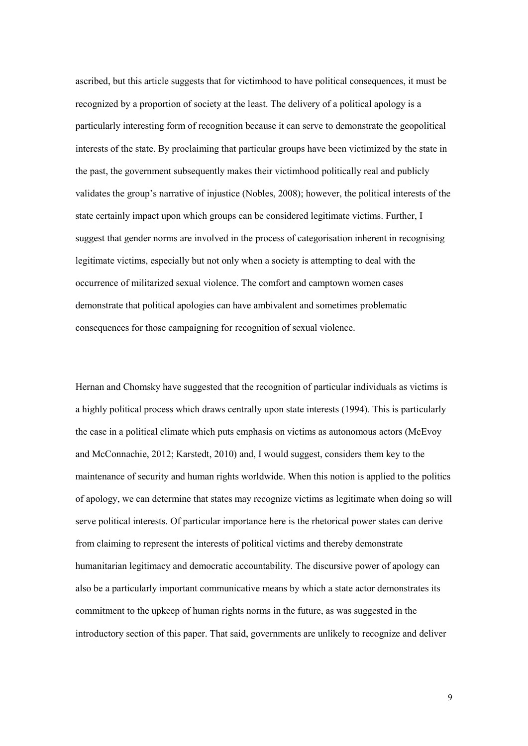ascribed, but this article suggests that for victimhood to have political consequences, it must be recognized by a proportion of society at the least. The delivery of a political apology is a particularly interesting form of recognition because it can serve to demonstrate the geopolitical interests of the state. By proclaiming that particular groups have been victimized by the state in the past, the government subsequently makes their victimhood politically real and publicly validates the group's narrative of injustice (Nobles, 2008); however, the political interests of the state certainly impact upon which groups can be considered legitimate victims. Further, I suggest that gender norms are involved in the process of categorisation inherent in recognising legitimate victims, especially but not only when a society is attempting to deal with the occurrence of militarized sexual violence. The comfort and camptown women cases demonstrate that political apologies can have ambivalent and sometimes problematic consequences for those campaigning for recognition of sexual violence.

Hernan and Chomsky have suggested that the recognition of particular individuals as victims is a highly political process which draws centrally upon state interests (1994). This is particularly the case in a political climate which puts emphasis on victims as autonomous actors (McEvoy and McConnachie, 2012; Karstedt, 2010) and, I would suggest, considers them key to the maintenance of security and human rights worldwide. When this notion is applied to the politics of apology, we can determine that states may recognize victims as legitimate when doing so will serve political interests. Of particular importance here is the rhetorical power states can derive from claiming to represent the interests of political victims and thereby demonstrate humanitarian legitimacy and democratic accountability. The discursive power of apology can also be a particularly important communicative means by which a state actor demonstrates its commitment to the upkeep of human rights norms in the future, as was suggested in the introductory section of this paper. That said, governments are unlikely to recognize and deliver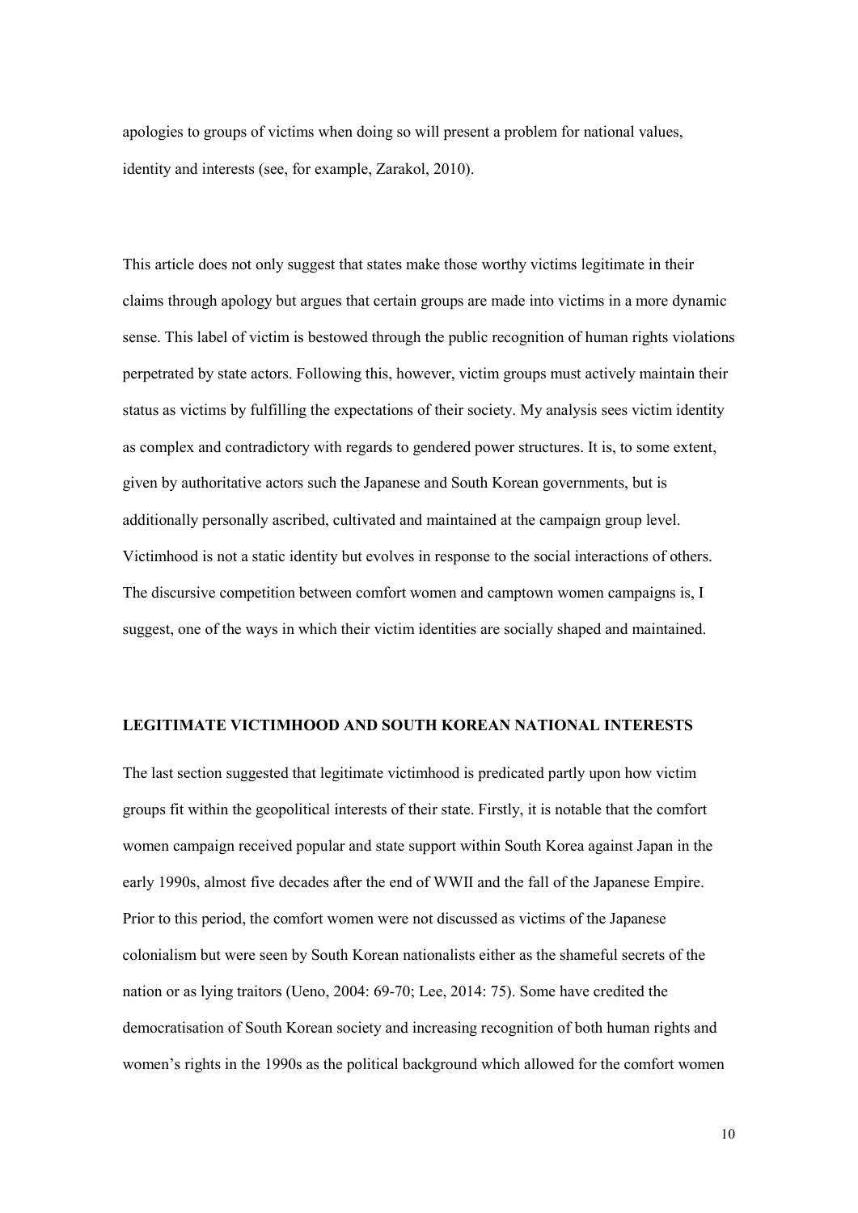apologies to groups of victims when doing so will present a problem for national values, identity and interests (see, for example, Zarakol, 2010).

This article does not only suggest that states make those worthy victims legitimate in their claims through apology but argues that certain groups are made into victims in a more dynamic sense. This label of victim is bestowed through the public recognition of human rights violations perpetrated by state actors. Following this, however, victim groups must actively maintain their status as victims by fulfilling the expectations of their society. My analysis sees victim identity as complex and contradictory with regards to gendered power structures. It is, to some extent, given by authoritative actors such the Japanese and South Korean governments, but is additionally personally ascribed, cultivated and maintained at the campaign group level. Victimhood is not a static identity but evolves in response to the social interactions of others. The discursive competition between comfort women and camptown women campaigns is, I suggest, one of the ways in which their victim identities are socially shaped and maintained.

## LEGITIMATE VICTIMHOOD AND SOUTH KOREAN NATIONAL INTERESTS

The last section suggested that legitimate victimhood is predicated partly upon how victim groups fit within the geopolitical interests of their state. Firstly, it is notable that the comfort women campaign received popular and state support within South Korea against Japan in the early 1990s, almost five decades after the end of WWII and the fall of the Japanese Empire. Prior to this period, the comfort women were not discussed as victims of the Japanese colonialism but were seen by South Korean nationalists either as the shameful secrets of the nation or as lying traitors (Ueno, 2004: 69-70; Lee, 2014: 75). Some have credited the democratisation of South Korean society and increasing recognition of both human rights and women's rights in the 1990s as the political background which allowed for the comfort women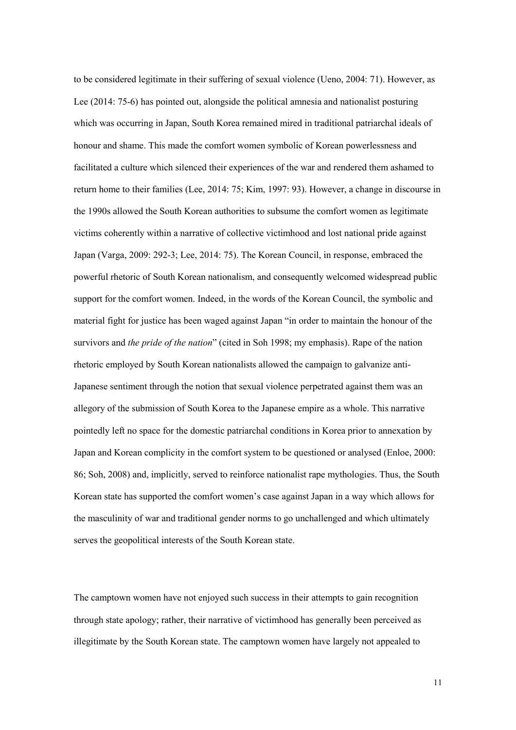to be considered legitimate in their suffering of sexual violence (Ueno, 2004: 71). However, as Lee (2014: 75-6) has pointed out, alongside the political amnesia and nationalist posturing which was occurring in Japan, South Korea remained mired in traditional patriarchal ideals of honour and shame. This made the comfort women symbolic of Korean powerlessness and facilitated a culture which silenced their experiences of the war and rendered them ashamed to return home to their families (Lee, 2014: 75; Kim, 1997: 93). However, a change in discourse in the 1990s allowed the South Korean authorities to subsume the comfort women as legitimate victims coherently within a narrative of collective victimhood and lost national pride against Japan (Varga, 2009: 292-3; Lee, 2014: 75). The Korean Council, in response, embraced the powerful rhetoric of South Korean nationalism, and consequently welcomed widespread public support for the comfort women. Indeed, in the words of the Korean Council, the symbolic and material fight for justice has been waged against Japan "in order to maintain the honour of the survivors and *the pride of the nation*" (cited in Soh 1998; my emphasis). Rape of the nation rhetoric employed by South Korean nationalists allowed the campaign to galvanize anti-Japanese sentiment through the notion that sexual violence perpetrated against them was an allegory of the submission of South Korea to the Japanese empire as a whole. This narrative pointedly left no space for the domestic patriarchal conditions in Korea prior to annexation by Japan and Korean complicity in the comfort system to be questioned or analysed (Enloe, 2000: 86; Soh, 2008) and, implicitly, served to reinforce nationalist rape mythologies. Thus, the South Korean state has supported the comfort women's case against Japan in a way which allows for the masculinity of war and traditional gender norms to go unchallenged and which ultimately serves the geopolitical interests of the South Korean state.

The camptown women have not enjoyed such success in their attempts to gain recognition through state apology; rather, their narrative of victimhood has generally been perceived as illegitimate by the South Korean state. The camptown women have largely not appealed to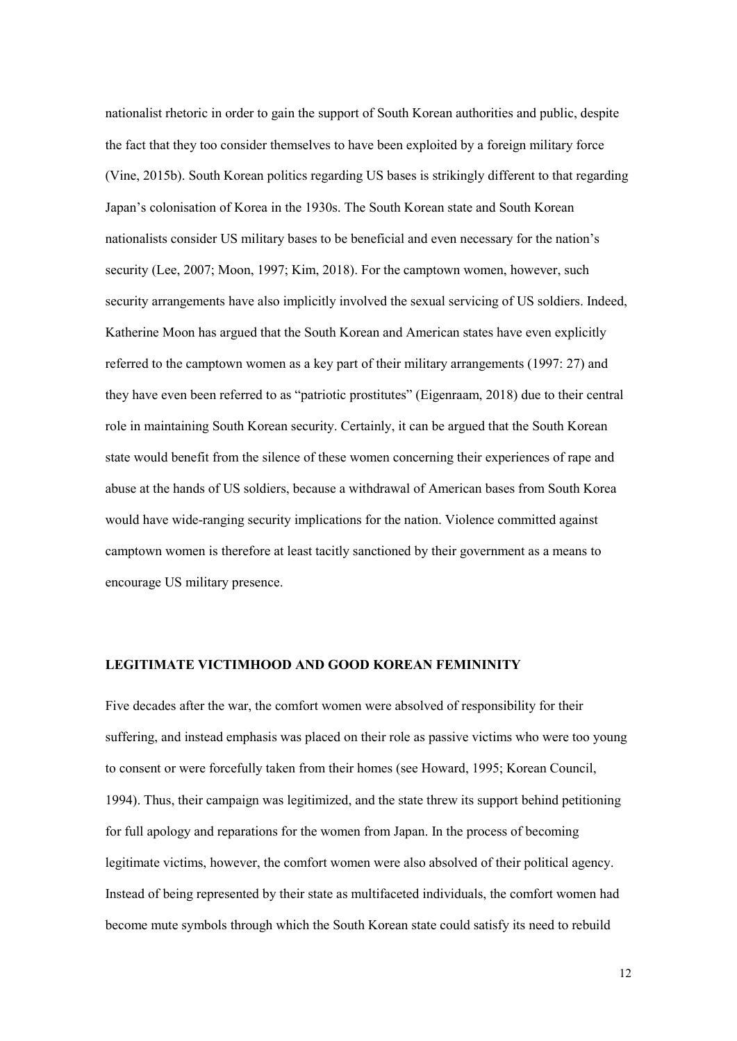nationalist rhetoric in order to gain the support of South Korean authorities and public, despite the fact that they too consider themselves to have been exploited by a foreign military force (Vine, 2015b). South Korean politics regarding US bases is strikingly different to that regarding Japan's colonisation of Korea in the 1930s. The South Korean state and South Korean nationalists consider US military bases to be beneficial and even necessary for the nation's security (Lee, 2007; Moon, 1997; Kim, 2018). For the camptown women, however, such security arrangements have also implicitly involved the sexual servicing of US soldiers. Indeed, Katherine Moon has argued that the South Korean and American states have even explicitly referred to the camptown women as a key part of their military arrangements (1997: 27) and they have even been referred to as "patriotic prostitutes" (Eigenraam, 2018) due to their central role in maintaining South Korean security. Certainly, it can be argued that the South Korean state would benefit from the silence of these women concerning their experiences of rape and abuse at the hands of US soldiers, because a withdrawal of American bases from South Korea would have wide-ranging security implications for the nation. Violence committed against camptown women is therefore at least tacitly sanctioned by their government as a means to encourage US military presence.

## LEGITIMATE VICTIMHOOD AND GOOD KOREAN FEMININITY

Five decades after the war, the comfort women were absolved of responsibility for their suffering, and instead emphasis was placed on their role as passive victims who were too young to consent or were forcefully taken from their homes (see Howard, 1995; Korean Council, 1994). Thus, their campaign was legitimized, and the state threw its support behind petitioning for full apology and reparations for the women from Japan. In the process of becoming legitimate victims, however, the comfort women were also absolved of their political agency. Instead of being represented by their state as multifaceted individuals, the comfort women had become mute symbols through which the South Korean state could satisfy its need to rebuild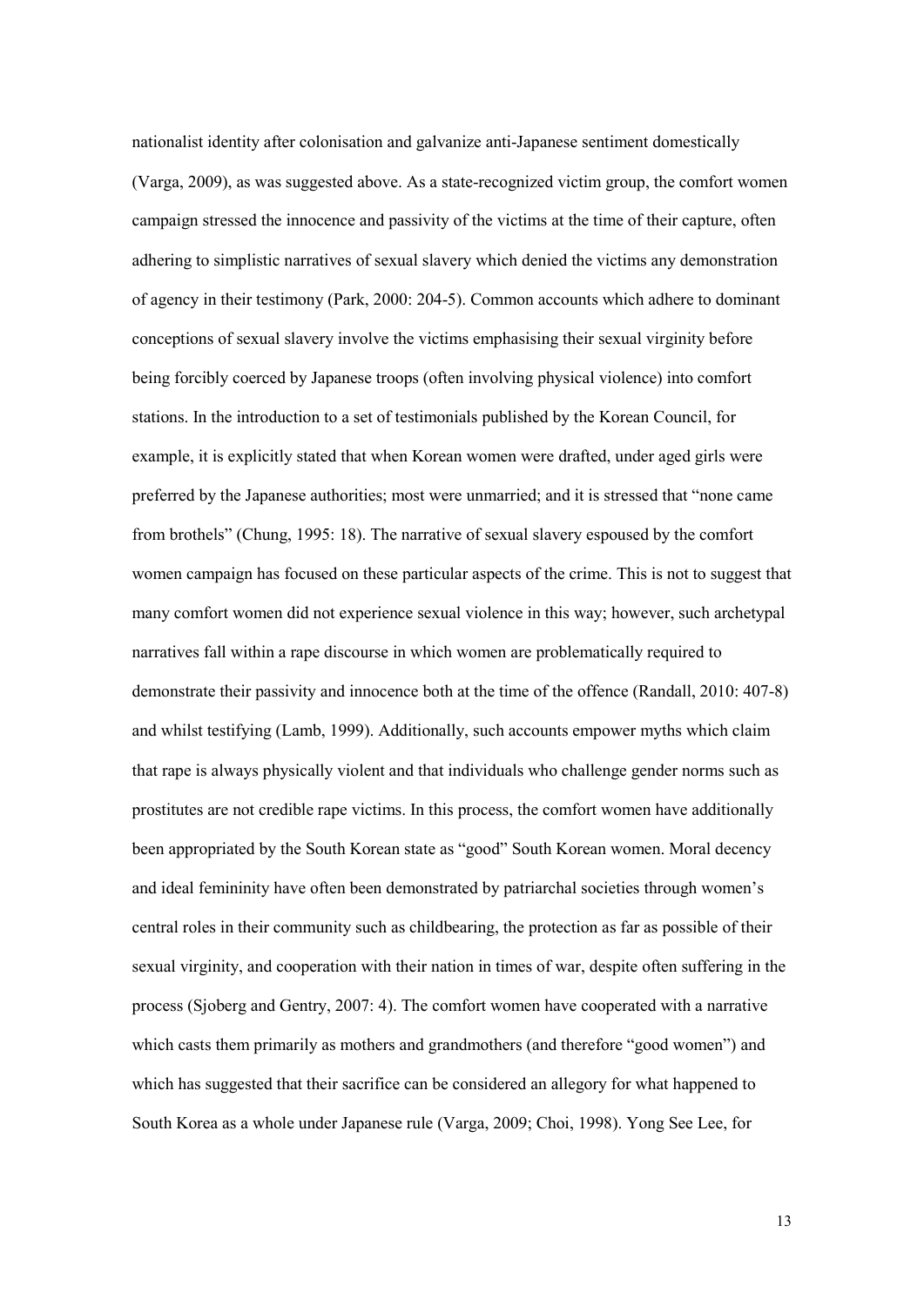nationalist identity after colonisation and galvanize anti-Japanese sentiment domestically (Varga, 2009), as was suggested above. As a state-recognized victim group, the comfort women campaign stressed the innocence and passivity of the victims at the time of their capture, often adhering to simplistic narratives of sexual slavery which denied the victims any demonstration of agency in their testimony (Park, 2000: 204-5). Common accounts which adhere to dominant conceptions of sexual slavery involve the victims emphasising their sexual virginity before being forcibly coerced by Japanese troops (often involving physical violence) into comfort stations. In the introduction to a set of testimonials published by the Korean Council, for example, it is explicitly stated that when Korean women were drafted, under aged girls were preferred by the Japanese authorities; most were unmarried; and it is stressed that "none came from brothels" (Chung, 1995: 18). The narrative of sexual slavery espoused by the comfort women campaign has focused on these particular aspects of the crime. This is not to suggest that many comfort women did not experience sexual violence in this way; however, such archetypal narratives fall within a rape discourse in which women are problematically required to demonstrate their passivity and innocence both at the time of the offence (Randall, 2010: 407-8) and whilst testifying (Lamb, 1999). Additionally, such accounts empower myths which claim that rape is always physically violent and that individuals who challenge gender norms such as prostitutes are not credible rape victims. In this process, the comfort women have additionally been appropriated by the South Korean state as "good" South Korean women. Moral decency and ideal femininity have often been demonstrated by patriarchal societies through women's central roles in their community such as childbearing, the protection as far as possible of their sexual virginity, and cooperation with their nation in times of war, despite often suffering in the process (Sjoberg and Gentry, 2007: 4). The comfort women have cooperated with a narrative which casts them primarily as mothers and grandmothers (and therefore "good women") and which has suggested that their sacrifice can be considered an allegory for what happened to South Korea as a whole under Japanese rule (Varga, 2009; Choi, 1998). Yong See Lee, for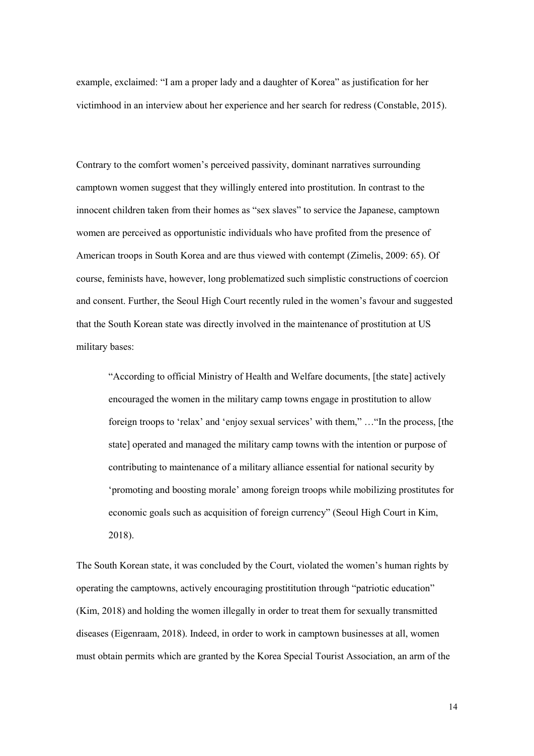example, exclaimed: "I am a proper lady and a daughter of Korea" as justification for her victimhood in an interview about her experience and her search for redress (Constable, 2015).

Contrary to the comfort women's perceived passivity, dominant narratives surrounding camptown women suggest that they willingly entered into prostitution. In contrast to the innocent children taken from their homes as "sex slaves" to service the Japanese, camptown women are perceived as opportunistic individuals who have profited from the presence of American troops in South Korea and are thus viewed with contempt (Zimelis, 2009: 65). Of course, feminists have, however, long problematized such simplistic constructions of coercion and consent. Further, the Seoul High Court recently ruled in the women's favour and suggested that the South Korean state was directly involved in the maintenance of prostitution at US military bases:

> "According to official Ministry of Health and Welfare documents, [the state] actively encouraged the women in the military camp towns engage in prostitution to allow foreign troops to 'relax' and 'enjoy sexual services' with them," …"In the process, [the state] operated and managed the military camp towns with the intention or purpose of contributing to maintenance of a military alliance essential for national security by 'promoting and boosting morale' among foreign troops while mobilizing prostitutes for economic goals such as acquisition of foreign currency" (Seoul High Court in Kim, 2018).

The South Korean state, it was concluded by the Court, violated the women's human rights by operating the camptowns, actively encouraging prostititution through "patriotic education" (Kim, 2018) and holding the women illegally in order to treat them for sexually transmitted diseases (Eigenraam, 2018). Indeed, in order to work in camptown businesses at all, women must obtain permits which are granted by the Korea Special Tourist Association, an arm of the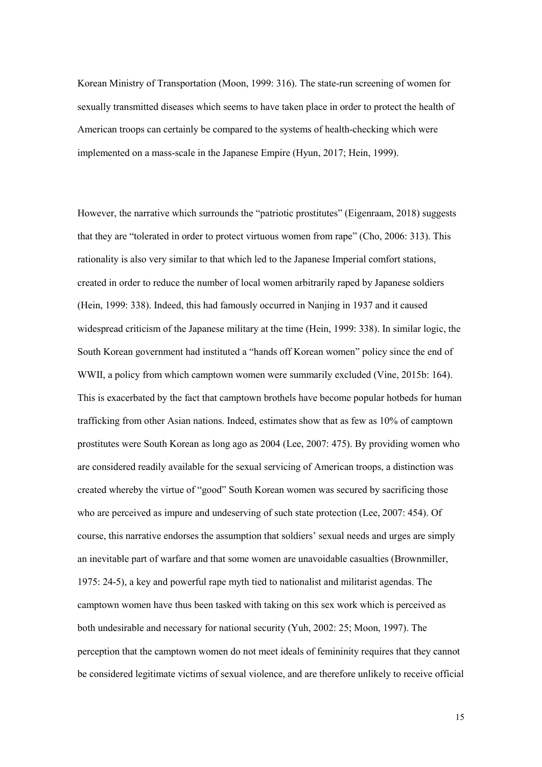Korean Ministry of Transportation (Moon, 1999: 316). The state-run screening of women for sexually transmitted diseases which seems to have taken place in order to protect the health of American troops can certainly be compared to the systems of health-checking which were implemented on a mass-scale in the Japanese Empire (Hyun, 2017; Hein, 1999).

However, the narrative which surrounds the "patriotic prostitutes" (Eigenraam, 2018) suggests that they are "tolerated in order to protect virtuous women from rape" (Cho, 2006: 313). This rationality is also very similar to that which led to the Japanese Imperial comfort stations, created in order to reduce the number of local women arbitrarily raped by Japanese soldiers (Hein, 1999: 338). Indeed, this had famously occurred in Nanjing in 1937 and it caused widespread criticism of the Japanese military at the time (Hein, 1999: 338). In similar logic, the South Korean government had instituted a "hands off Korean women" policy since the end of WWII, a policy from which camptown women were summarily excluded (Vine, 2015b: 164). This is exacerbated by the fact that camptown brothels have become popular hotbeds for human trafficking from other Asian nations. Indeed, estimates show that as few as 10% of camptown prostitutes were South Korean as long ago as 2004 (Lee, 2007: 475). By providing women who are considered readily available for the sexual servicing of American troops, a distinction was created whereby the virtue of "good" South Korean women was secured by sacrificing those who are perceived as impure and undeserving of such state protection (Lee, 2007: 454). Of course, this narrative endorses the assumption that soldiers' sexual needs and urges are simply an inevitable part of warfare and that some women are unavoidable casualties (Brownmiller, 1975: 24-5), a key and powerful rape myth tied to nationalist and militarist agendas. The camptown women have thus been tasked with taking on this sex work which is perceived as both undesirable and necessary for national security (Yuh, 2002: 25; Moon, 1997). The perception that the camptown women do not meet ideals of femininity requires that they cannot be considered legitimate victims of sexual violence, and are therefore unlikely to receive official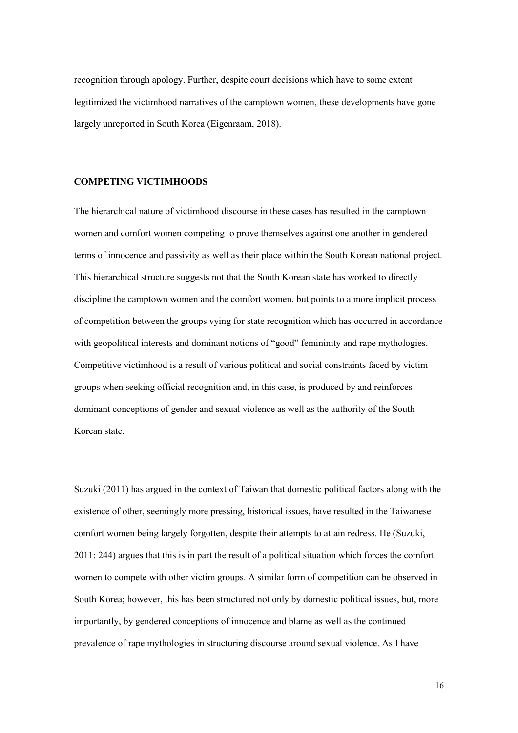recognition through apology. Further, despite court decisions which have to some extent legitimized the victimhood narratives of the camptown women, these developments have gone largely unreported in South Korea (Eigenraam, 2018).

## COMPETING VICTIMHOODS

The hierarchical nature of victimhood discourse in these cases has resulted in the camptown women and comfort women competing to prove themselves against one another in gendered terms of innocence and passivity as well as their place within the South Korean national project. This hierarchical structure suggests not that the South Korean state has worked to directly discipline the camptown women and the comfort women, but points to a more implicit process of competition between the groups vying for state recognition which has occurred in accordance with geopolitical interests and dominant notions of "good" femininity and rape mythologies. Competitive victimhood is a result of various political and social constraints faced by victim groups when seeking official recognition and, in this case, is produced by and reinforces dominant conceptions of gender and sexual violence as well as the authority of the South Korean state.

Suzuki (2011) has argued in the context of Taiwan that domestic political factors along with the existence of other, seemingly more pressing, historical issues, have resulted in the Taiwanese comfort women being largely forgotten, despite their attempts to attain redress. He (Suzuki, 2011: 244) argues that this is in part the result of a political situation which forces the comfort women to compete with other victim groups. A similar form of competition can be observed in South Korea; however, this has been structured not only by domestic political issues, but, more importantly, by gendered conceptions of innocence and blame as well as the continued prevalence of rape mythologies in structuring discourse around sexual violence. As I have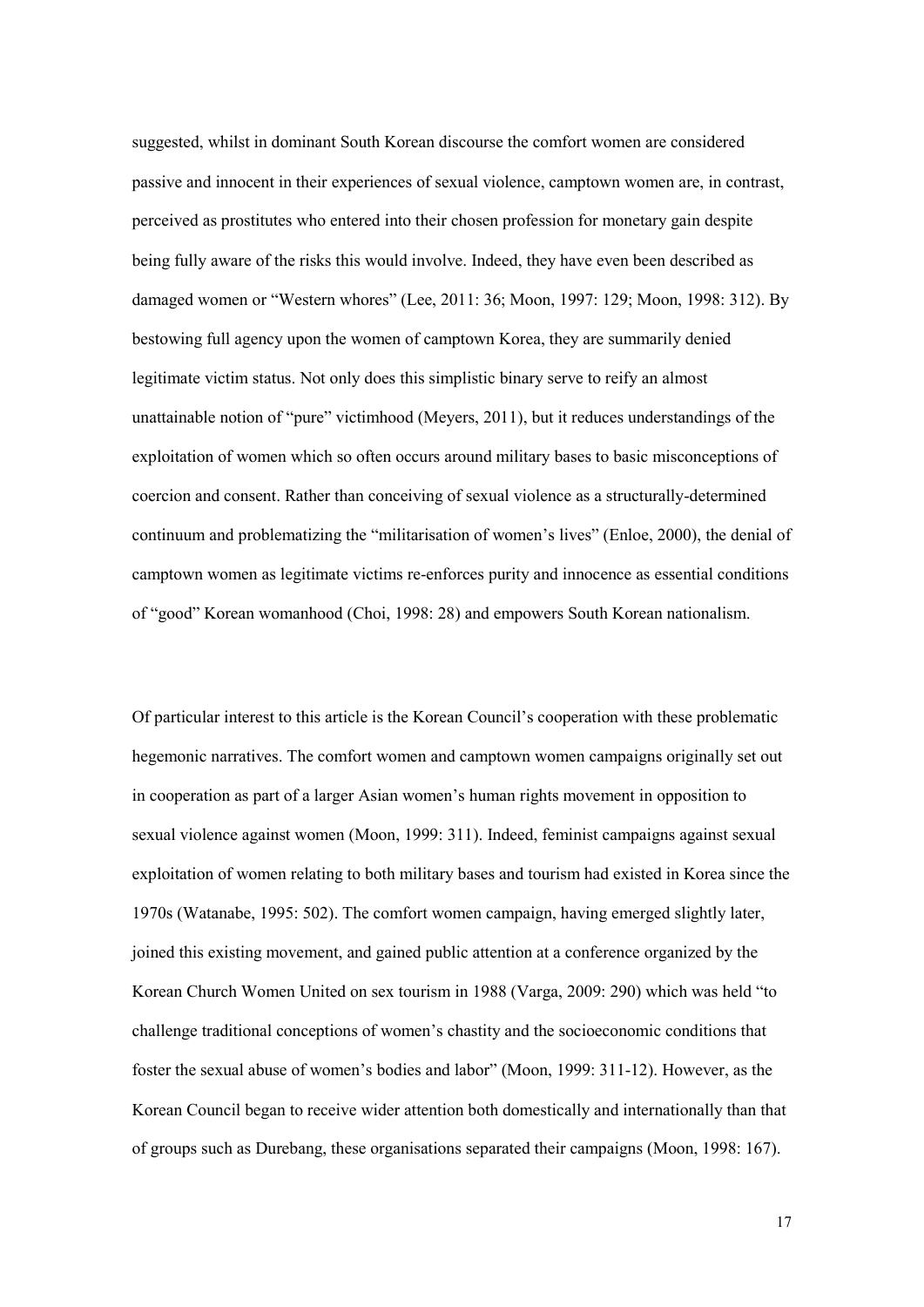suggested, whilst in dominant South Korean discourse the comfort women are considered passive and innocent in their experiences of sexual violence, camptown women are, in contrast, perceived as prostitutes who entered into their chosen profession for monetary gain despite being fully aware of the risks this would involve. Indeed, they have even been described as damaged women or "Western whores" (Lee, 2011: 36; Moon, 1997: 129; Moon, 1998: 312). By bestowing full agency upon the women of camptown Korea, they are summarily denied legitimate victim status. Not only does this simplistic binary serve to reify an almost unattainable notion of "pure" victimhood (Meyers, 2011), but it reduces understandings of the exploitation of women which so often occurs around military bases to basic misconceptions of coercion and consent. Rather than conceiving of sexual violence as a structurally-determined continuum and problematizing the "militarisation of women's lives" (Enloe, 2000), the denial of camptown women as legitimate victims re-enforces purity and innocence as essential conditions of "good" Korean womanhood (Choi, 1998: 28) and empowers South Korean nationalism.

Of particular interest to this article is the Korean Council's cooperation with these problematic hegemonic narratives. The comfort women and camptown women campaigns originally set out in cooperation as part of a larger Asian women's human rights movement in opposition to sexual violence against women (Moon, 1999: 311). Indeed, feminist campaigns against sexual exploitation of women relating to both military bases and tourism had existed in Korea since the 1970s (Watanabe, 1995: 502). The comfort women campaign, having emerged slightly later, joined this existing movement, and gained public attention at a conference organized by the Korean Church Women United on sex tourism in 1988 (Varga, 2009: 290) which was held "to challenge traditional conceptions of women's chastity and the socioeconomic conditions that foster the sexual abuse of women's bodies and labor" (Moon, 1999: 311-12). However, as the Korean Council began to receive wider attention both domestically and internationally than that of groups such as Durebang, these organisations separated their campaigns (Moon, 1998: 167).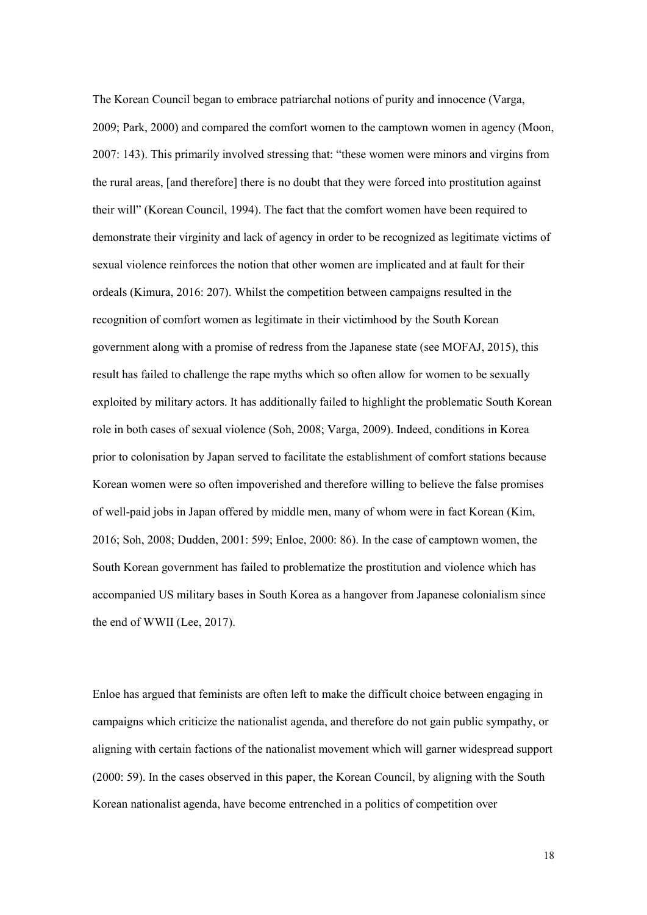The Korean Council began to embrace patriarchal notions of purity and innocence (Varga, 2009; Park, 2000) and compared the comfort women to the camptown women in agency (Moon, 2007: 143). This primarily involved stressing that: "these women were minors and virgins from the rural areas, [and therefore] there is no doubt that they were forced into prostitution against their will" (Korean Council, 1994). The fact that the comfort women have been required to demonstrate their virginity and lack of agency in order to be recognized as legitimate victims of sexual violence reinforces the notion that other women are implicated and at fault for their ordeals (Kimura, 2016: 207). Whilst the competition between campaigns resulted in the recognition of comfort women as legitimate in their victimhood by the South Korean government along with a promise of redress from the Japanese state (see MOFAJ, 2015), this result has failed to challenge the rape myths which so often allow for women to be sexually exploited by military actors. It has additionally failed to highlight the problematic South Korean role in both cases of sexual violence (Soh, 2008; Varga, 2009). Indeed, conditions in Korea prior to colonisation by Japan served to facilitate the establishment of comfort stations because Korean women were so often impoverished and therefore willing to believe the false promises of well-paid jobs in Japan offered by middle men, many of whom were in fact Korean (Kim, 2016; Soh, 2008; Dudden, 2001: 599; Enloe, 2000: 86). In the case of camptown women, the South Korean government has failed to problematize the prostitution and violence which has accompanied US military bases in South Korea as a hangover from Japanese colonialism since the end of WWII (Lee, 2017).

Enloe has argued that feminists are often left to make the difficult choice between engaging in campaigns which criticize the nationalist agenda, and therefore do not gain public sympathy, or aligning with certain factions of the nationalist movement which will garner widespread support (2000: 59). In the cases observed in this paper, the Korean Council, by aligning with the South Korean nationalist agenda, have become entrenched in a politics of competition over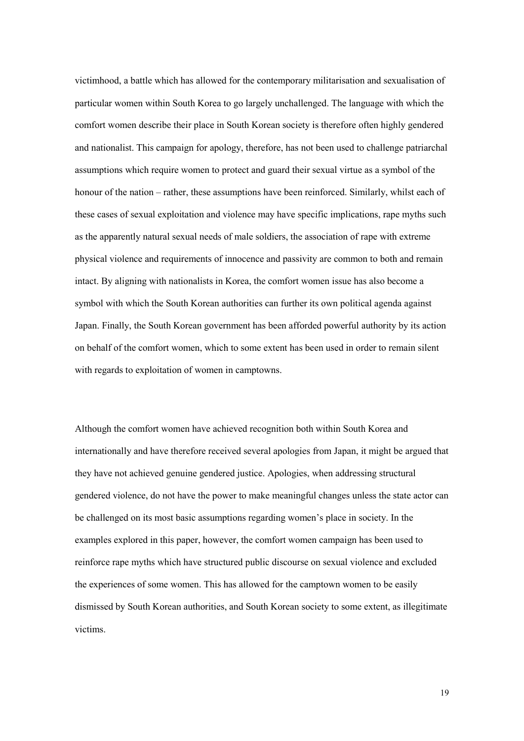victimhood, a battle which has allowed for the contemporary militarisation and sexualisation of particular women within South Korea to go largely unchallenged. The language with which the comfort women describe their place in South Korean society is therefore often highly gendered and nationalist. This campaign for apology, therefore, has not been used to challenge patriarchal assumptions which require women to protect and guard their sexual virtue as a symbol of the honour of the nation – rather, these assumptions have been reinforced. Similarly, whilst each of these cases of sexual exploitation and violence may have specific implications, rape myths such as the apparently natural sexual needs of male soldiers, the association of rape with extreme physical violence and requirements of innocence and passivity are common to both and remain intact. By aligning with nationalists in Korea, the comfort women issue has also become a symbol with which the South Korean authorities can further its own political agenda against Japan. Finally, the South Korean government has been afforded powerful authority by its action on behalf of the comfort women, which to some extent has been used in order to remain silent with regards to exploitation of women in camptowns.

Although the comfort women have achieved recognition both within South Korea and internationally and have therefore received several apologies from Japan, it might be argued that they have not achieved genuine gendered justice. Apologies, when addressing structural gendered violence, do not have the power to make meaningful changes unless the state actor can be challenged on its most basic assumptions regarding women's place in society. In the examples explored in this paper, however, the comfort women campaign has been used to reinforce rape myths which have structured public discourse on sexual violence and excluded the experiences of some women. This has allowed for the camptown women to be easily dismissed by South Korean authorities, and South Korean society to some extent, as illegitimate victims.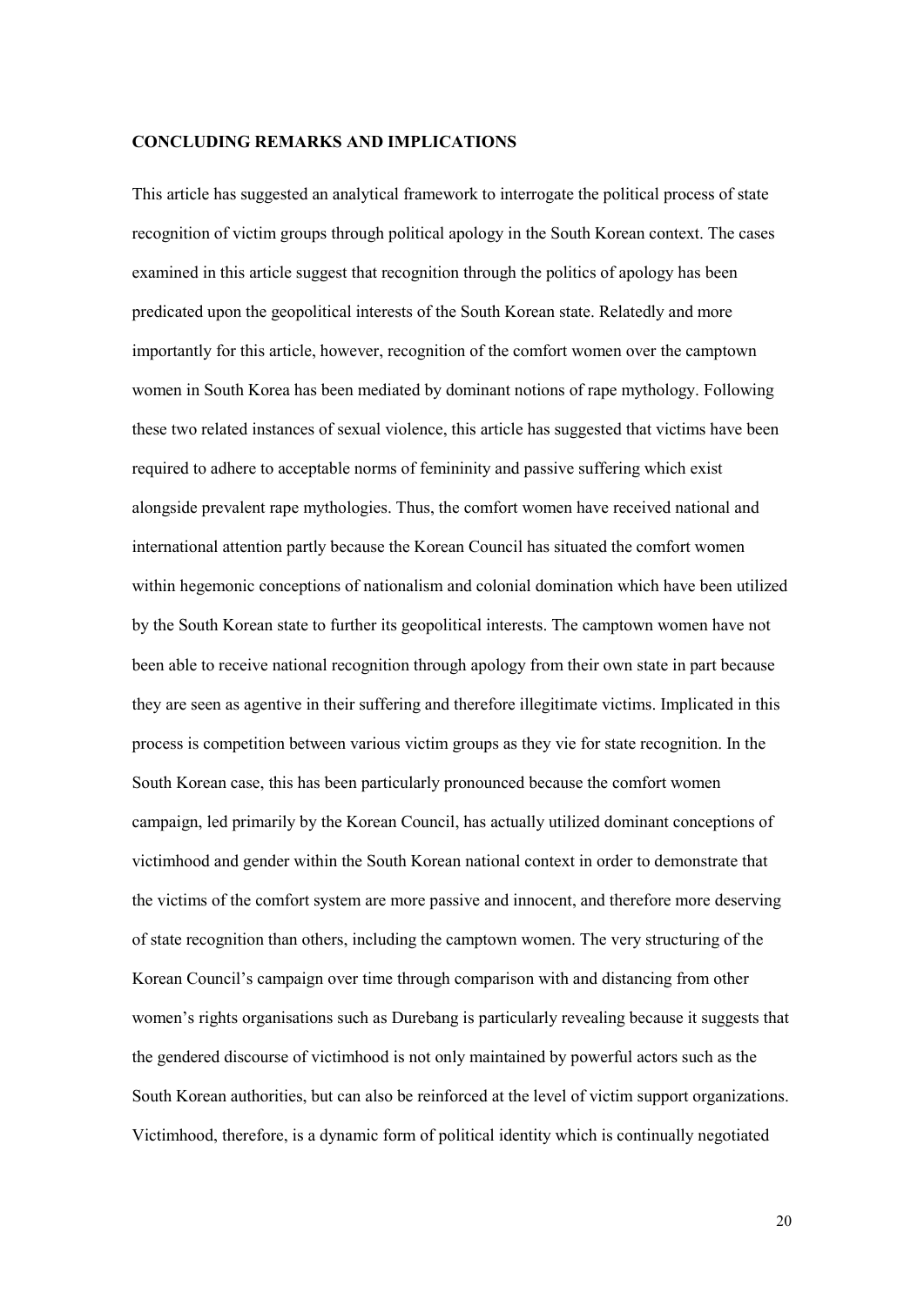## CONCLUDING REMARKS AND IMPLICATIONS

This article has suggested an analytical framework to interrogate the political process of state recognition of victim groups through political apology in the South Korean context. The cases examined in this article suggest that recognition through the politics of apology has been predicated upon the geopolitical interests of the South Korean state. Relatedly and more importantly for this article, however, recognition of the comfort women over the camptown women in South Korea has been mediated by dominant notions of rape mythology. Following these two related instances of sexual violence, this article has suggested that victims have been required to adhere to acceptable norms of femininity and passive suffering which exist alongside prevalent rape mythologies. Thus, the comfort women have received national and international attention partly because the Korean Council has situated the comfort women within hegemonic conceptions of nationalism and colonial domination which have been utilized by the South Korean state to further its geopolitical interests. The camptown women have not been able to receive national recognition through apology from their own state in part because they are seen as agentive in their suffering and therefore illegitimate victims. Implicated in this process is competition between various victim groups as they vie for state recognition. In the South Korean case, this has been particularly pronounced because the comfort women campaign, led primarily by the Korean Council, has actually utilized dominant conceptions of victimhood and gender within the South Korean national context in order to demonstrate that the victims of the comfort system are more passive and innocent, and therefore more deserving of state recognition than others, including the camptown women. The very structuring of the Korean Council's campaign over time through comparison with and distancing from other women's rights organisations such as Durebang is particularly revealing because it suggests that the gendered discourse of victimhood is not only maintained by powerful actors such as the South Korean authorities, but can also be reinforced at the level of victim support organizations. Victimhood, therefore, is a dynamic form of political identity which is continually negotiated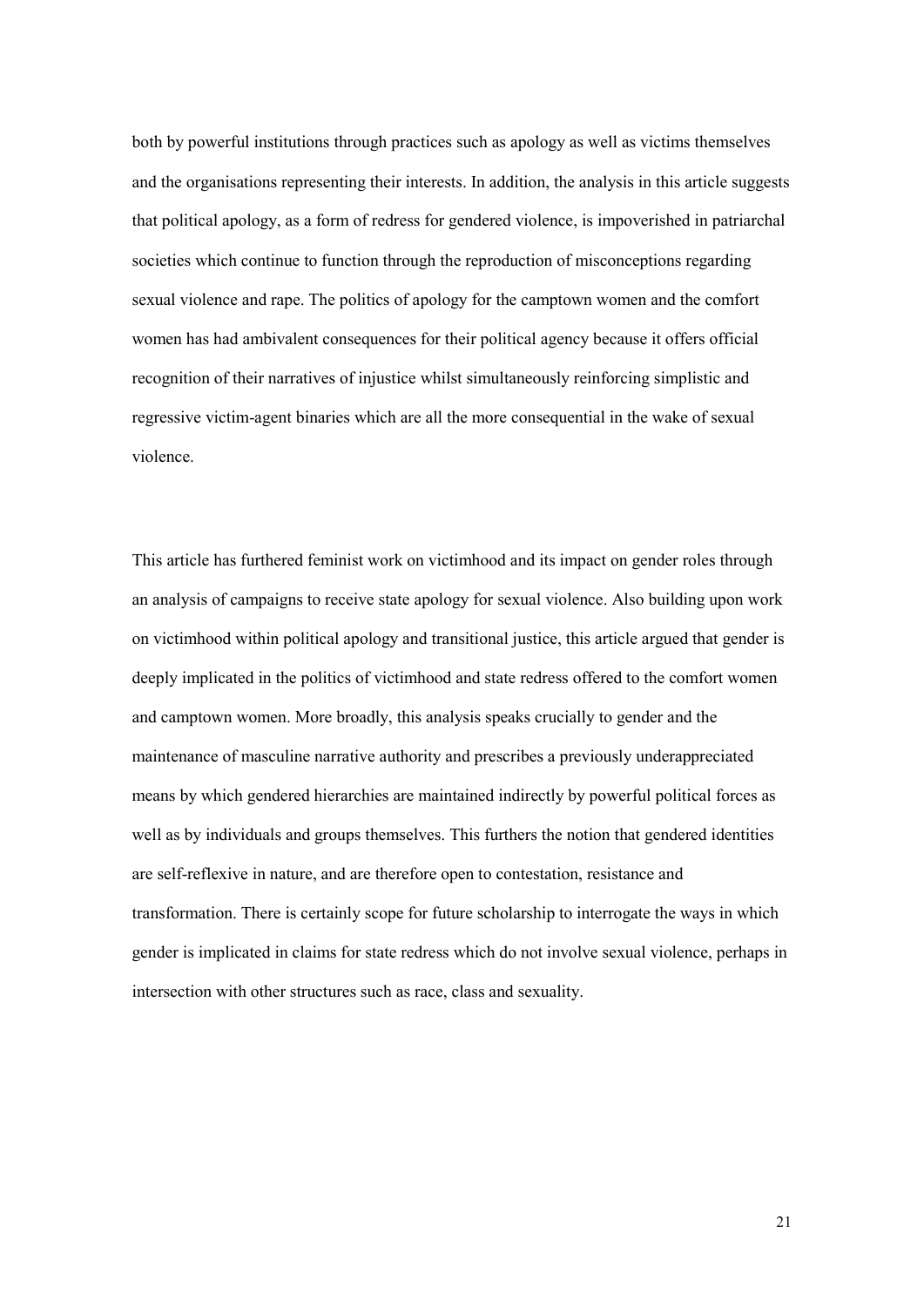both by powerful institutions through practices such as apology as well as victims themselves and the organisations representing their interests. In addition, the analysis in this article suggests that political apology, as a form of redress for gendered violence, is impoverished in patriarchal societies which continue to function through the reproduction of misconceptions regarding sexual violence and rape. The politics of apology for the camptown women and the comfort women has had ambivalent consequences for their political agency because it offers official recognition of their narratives of injustice whilst simultaneously reinforcing simplistic and regressive victim-agent binaries which are all the more consequential in the wake of sexual violence.

This article has furthered feminist work on victimhood and its impact on gender roles through an analysis of campaigns to receive state apology for sexual violence. Also building upon work on victimhood within political apology and transitional justice, this article argued that gender is deeply implicated in the politics of victimhood and state redress offered to the comfort women and camptown women. More broadly, this analysis speaks crucially to gender and the maintenance of masculine narrative authority and prescribes a previously underappreciated means by which gendered hierarchies are maintained indirectly by powerful political forces as well as by individuals and groups themselves. This furthers the notion that gendered identities are self-reflexive in nature, and are therefore open to contestation, resistance and transformation. There is certainly scope for future scholarship to interrogate the ways in which gender is implicated in claims for state redress which do not involve sexual violence, perhaps in intersection with other structures such as race, class and sexuality.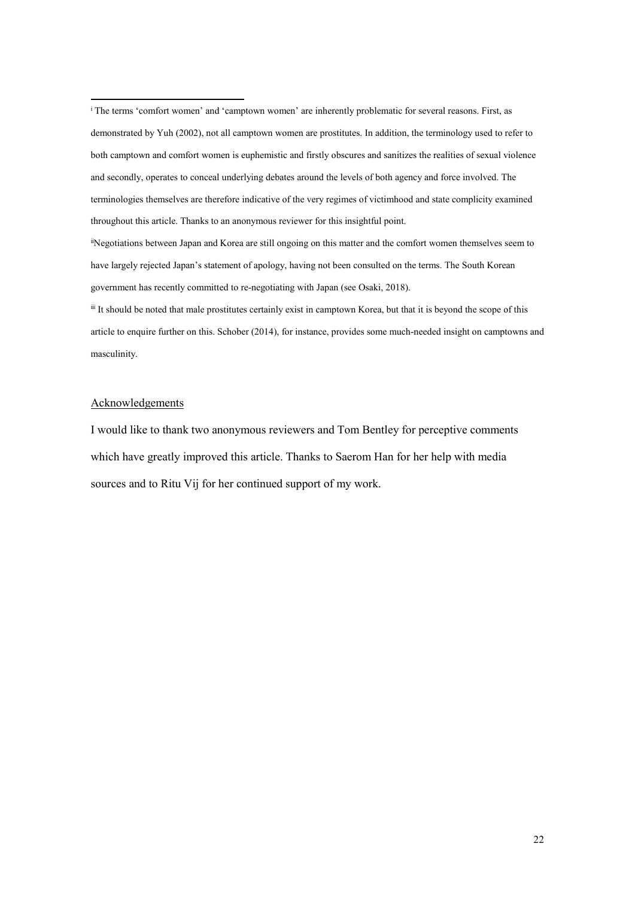---

[i] The terms 'comfort women' and 'camptown women' are inherently problematic for several reasons. First, as demonstrated by Yuh (2002), not all camptown women are prostitutes. In addition, the terminology used to refer to both camptown and comfort women is euphemistic and firstly obscures and sanitizes the realities of sexual violence and secondly, operates to conceal underlying debates around the levels of both agency and force involved. The terminologies themselves are therefore indicative of the very regimes of victimhood and state complicity examined throughout this article. Thanks to an anonymous reviewer for this insightful point.

[ii] Negotiations between Japan and Korea are still ongoing on this matter and the comfort women themselves seem to have largely rejected Japan's statement of apology, having not been consulted on the terms. The South Korean government has recently committed to re-negotiating with Japan (see Osaki, 2018).

[iii] It should be noted that male prostitutes certainly exist in camptown Korea, but that it is beyond the scope of this article to enquire further on this. Schober (2014), for instance, provides some much-needed insight on camptowns and masculinity.

## Acknowledgements

I would like to thank two anonymous reviewers and Tom Bentley for perceptive comments which have greatly improved this article. Thanks to Saerom Han for her help with media sources and to Ritu Vij for her continued support of my work.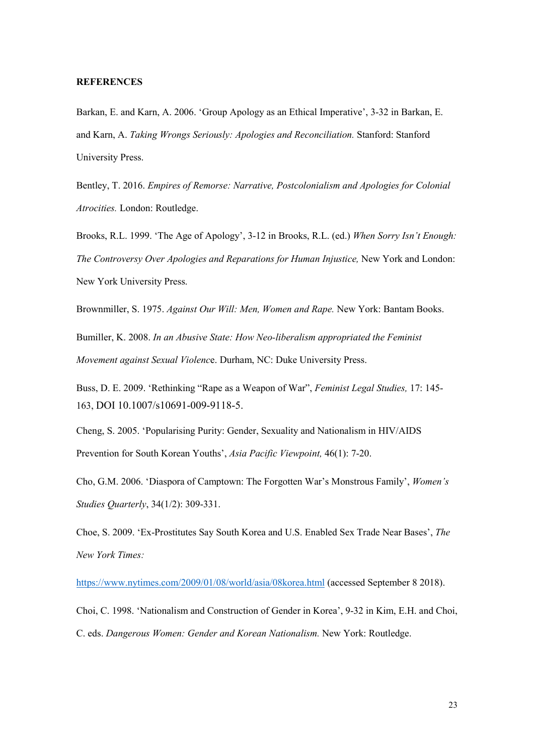**REFERENCES**

Barkan, E. and Karn, A. 2006. 'Group Apology as an Ethical Imperative', 3-32 in Barkan, E. and Karn, A. *Taking Wrongs Seriously: Apologies and Reconciliation.* Stanford: Stanford University Press.

Bentley, T. 2016. *Empires of Remorse: Narrative, Postcolonialism and Apologies for Colonial Atrocities.* London: Routledge.

Brooks, R.L. 1999. 'The Age of Apology', 3-12 in Brooks, R.L. (ed.) *When Sorry Isn't Enough: The Controversy Over Apologies and Reparations for Human Injustice,* New York and London: New York University Press.

Brownmiller, S. 1975. *Against Our Will: Men, Women and Rape.* New York: Bantam Books.

Bumiller, K. 2008. *In an Abusive State: How Neo-liberalism appropriated the Feminist Movement against Sexual Violenc*e. Durham, NC: Duke University Press.

Buss, D. E. 2009. 'Rethinking "Rape as a Weapon of War", *Feminist Legal Studies,* 17: 145-163, DOI 10.1007/s10691-009-9118-5.

Cheng, S. 2005. 'Popularising Purity: Gender, Sexuality and Nationalism in HIV/AIDS Prevention for South Korean Youths', *Asia Pacific Viewpoint,* 46(1): 7-20.

Cho, G.M. 2006. 'Diaspora of Camptown: The Forgotten War's Monstrous Family', *Women's Studies Quarterly*, 34(1/2): 309-331.

Choe, S. 2009. 'Ex-Prostitutes Say South Korea and U.S. Enabled Sex Trade Near Bases', *The New York Times:*

https://www.nytimes.com/2009/01/08/world/asia/08korea.html (accessed September 8 2018).

Choi, C. 1998. 'Nationalism and Construction of Gender in Korea', 9-32 in Kim, E.H. and Choi, C. eds. *Dangerous Women: Gender and Korean Nationalism.* New York: Routledge.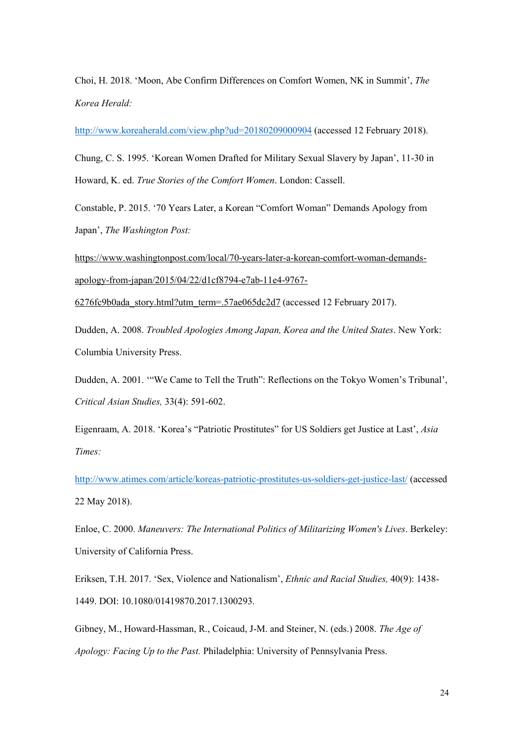Choi, H. 2018. 'Moon, Abe Confirm Differences on Comfort Women, NK in Summit', *The Korea Herald:* http://www.koreaherald.com/view.php?ud=20180209000904 (accessed 12 February 2018).

Chung, C. S. 1995. 'Korean Women Drafted for Military Sexual Slavery by Japan', 11-30 in Howard, K. ed. *True Stories of the Comfort Women*. London: Cassell.

Constable, P. 2015. '70 Years Later, a Korean "Comfort Woman" Demands Apology from Japan', *The Washington Post:* https://www.washingtonpost.com/local/70-years-later-a-korean-comfort-woman-demands-apology-from-japan/2015/04/22/d1cf8794-e7ab-11e4-9767-6276fc9b0ada_story.html?utm_term=.57ae065dc2d7 (accessed 12 February 2017).

Dudden, A. 2008. *Troubled Apologies Among Japan, Korea and the United States*. New York: Columbia University Press.

Dudden, A. 2001. '"We Came to Tell the Truth": Reflections on the Tokyo Women's Tribunal', *Critical Asian Studies,* 33(4): 591-602.

Eigenraam, A. 2018. 'Korea's "Patriotic Prostitutes" for US Soldiers get Justice at Last', *Asia Times:* http://www.atimes.com/article/koreas-patriotic-prostitutes-us-soldiers-get-justice-last/ (accessed 22 May 2018).

Enloe, C. 2000. *Maneuvers: The International Politics of Militarizing Women's Lives*. Berkeley: University of California Press.

Eriksen, T.H. 2017. 'Sex, Violence and Nationalism', *Ethnic and Racial Studies,* 40(9): 1438-1449. DOI: 10.1080/01419870.2017.1300293.

Gibney, M., Howard-Hassman, R., Coicaud, J-M. and Steiner, N. (eds.) 2008. *The Age of Apology: Facing Up to the Past.* Philadelphia: University of Pennsylvania Press.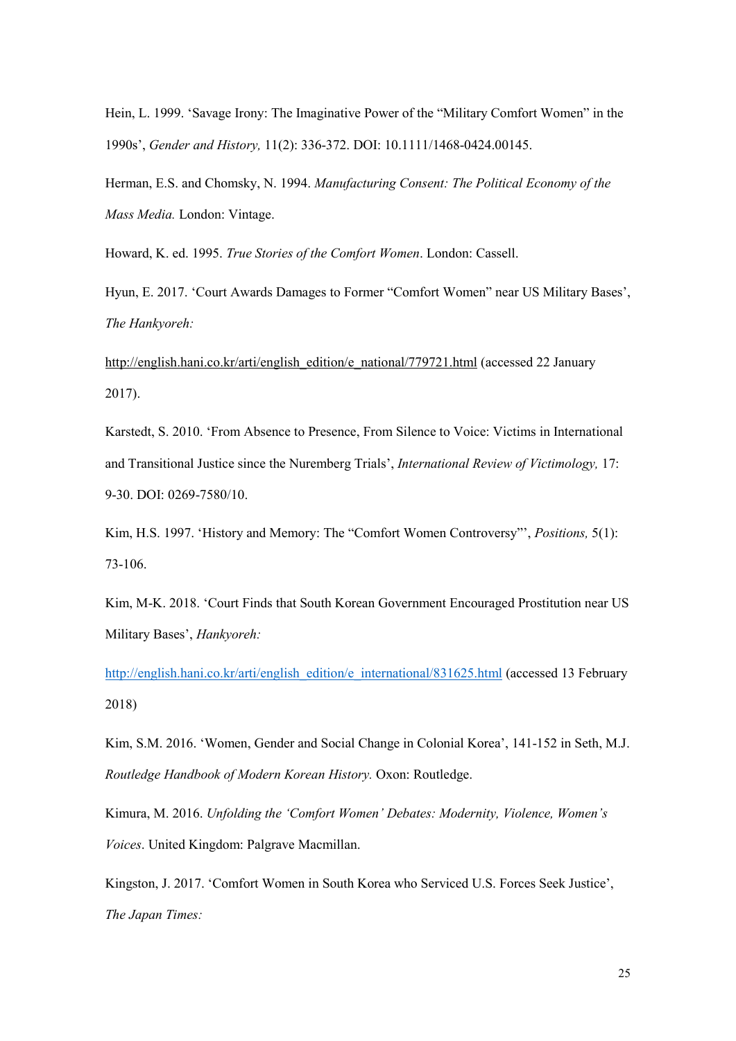Hein, L. 1999. 'Savage Irony: The Imaginative Power of the "Military Comfort Women" in the 1990s', *Gender and History,* 11(2): 336-372. DOI: 10.1111/1468-0424.00145.

Herman, E.S. and Chomsky, N. 1994. *Manufacturing Consent: The Political Economy of the Mass Media.* London: Vintage.

Howard, K. ed. 1995. *True Stories of the Comfort Women*. London: Cassell.

Hyun, E. 2017. 'Court Awards Damages to Former "Comfort Women" near US Military Bases', *The Hankyoreh:*

http://english.hani.co.kr/arti/english_edition/e_national/779721.html (accessed 22 January 2017).

Karstedt, S. 2010. 'From Absence to Presence, From Silence to Voice: Victims in International and Transitional Justice since the Nuremberg Trials', *International Review of Victimology,* 17: 9-30. DOI: 0269-7580/10.

Kim, H.S. 1997. 'History and Memory: The "Comfort Women Controversy"', *Positions,* 5(1): 73-106.

Kim, M-K. 2018. 'Court Finds that South Korean Government Encouraged Prostitution near US Military Bases', *Hankyoreh:*

http://english.hani.co.kr/arti/english_edition/e_international/831625.html (accessed 13 February 2018)

Kim, S.M. 2016. 'Women, Gender and Social Change in Colonial Korea', 141-152 in Seth, M.J. *Routledge Handbook of Modern Korean History.* Oxon: Routledge.

Kimura, M. 2016. *Unfolding the 'Comfort Women' Debates: Modernity, Violence, Women's Voices*. United Kingdom: Palgrave Macmillan.

Kingston, J. 2017. 'Comfort Women in South Korea who Serviced U.S. Forces Seek Justice', *The Japan Times:*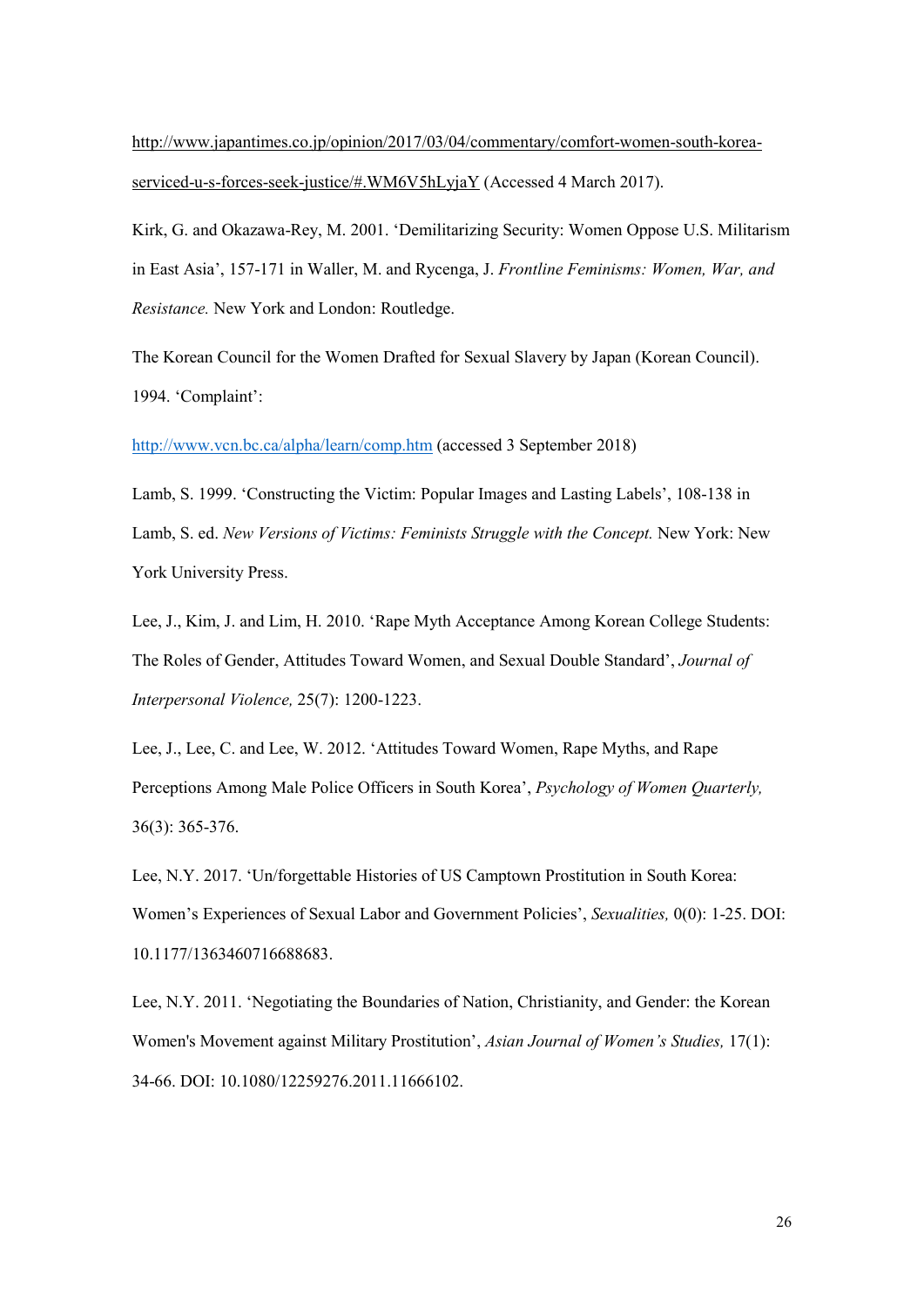http://www.japantimes.co.jp/opinion/2017/03/04/commentary/comfort-women-south-korea-serviced-u-s-forces-seek-justice/#.WM6V5hLyjaY (Accessed 4 March 2017).

Kirk, G. and Okazawa-Rey, M. 2001. 'Demilitarizing Security: Women Oppose U.S. Militarism in East Asia', 157-171 in Waller, M. and Rycenga, J. *Frontline Feminisms: Women, War, and Resistance.* New York and London: Routledge.

The Korean Council for the Women Drafted for Sexual Slavery by Japan (Korean Council). 1994. 'Complaint':

http://www.vcn.bc.ca/alpha/learn/comp.htm (accessed 3 September 2018)

Lamb, S. 1999. 'Constructing the Victim: Popular Images and Lasting Labels', 108-138 in Lamb, S. ed. *New Versions of Victims: Feminists Struggle with the Concept.* New York: New York University Press.

Lee, J., Kim, J. and Lim, H. 2010. 'Rape Myth Acceptance Among Korean College Students: The Roles of Gender, Attitudes Toward Women, and Sexual Double Standard', *Journal of Interpersonal Violence,* 25(7): 1200-1223.

Lee, J., Lee, C. and Lee, W. 2012. 'Attitudes Toward Women, Rape Myths, and Rape Perceptions Among Male Police Officers in South Korea', *Psychology of Women Quarterly,* 36(3): 365-376.

Lee, N.Y. 2017. 'Un/forgettable Histories of US Camptown Prostitution in South Korea: Women's Experiences of Sexual Labor and Government Policies', *Sexualities,* 0(0): 1-25. DOI: 10.1177/1363460716688683.

Lee, N.Y. 2011. 'Negotiating the Boundaries of Nation, Christianity, and Gender: the Korean Women's Movement against Military Prostitution', *Asian Journal of Women's Studies,* 17(1): 34-66. DOI: 10.1080/12259276.2011.11666102.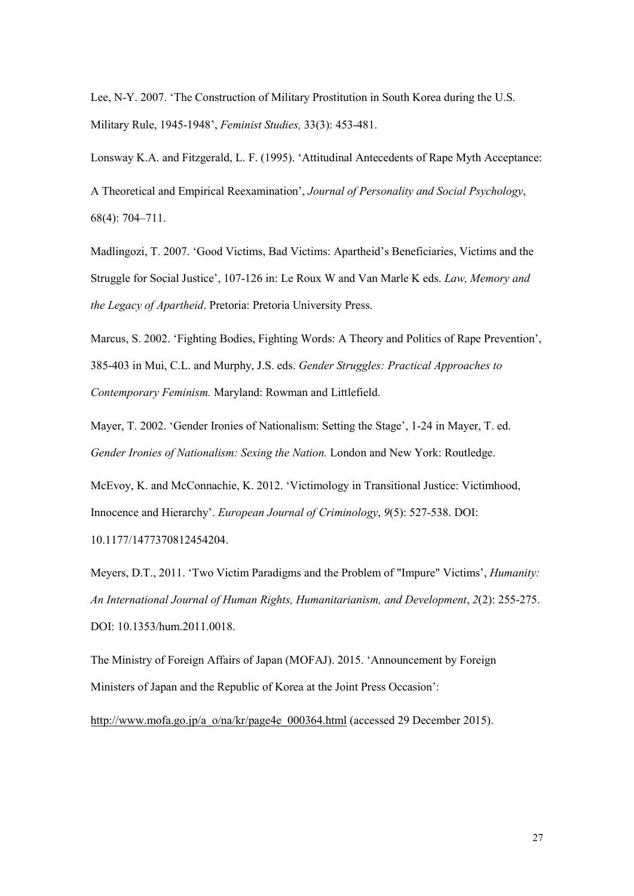Lee, N-Y. 2007. 'The Construction of Military Prostitution in South Korea during the U.S. Military Rule, 1945-1948', *Feminist Studies,* 33(3): 453-481.

Lonsway K.A. and Fitzgerald, L. F. (1995). 'Attitudinal Antecedents of Rape Myth Acceptance: A Theoretical and Empirical Reexamination', *Journal of Personality and Social Psychology*, 68(4): 704–711.

Madlingozi, T. 2007. 'Good Victims, Bad Victims: Apartheid's Beneficiaries, Victims and the Struggle for Social Justice', 107-126 in: Le Roux W and Van Marle K eds. *Law, Memory and the Legacy of Apartheid*. Pretoria: Pretoria University Press.

Marcus, S. 2002. 'Fighting Bodies, Fighting Words: A Theory and Politics of Rape Prevention', 385-403 in Mui, C.L. and Murphy, J.S. eds. *Gender Struggles: Practical Approaches to Contemporary Feminism.* Maryland: Rowman and Littlefield.

Mayer, T. 2002. 'Gender Ironies of Nationalism: Setting the Stage', 1-24 in Mayer, T. ed. *Gender Ironies of Nationalism: Sexing the Nation.* London and New York: Routledge.

McEvoy, K. and McConnachie, K. 2012. 'Victimology in Transitional Justice: Victimhood, Innocence and Hierarchy'. *European Journal of Criminology*, *9*(5): 527-538. DOI: 10.1177/1477370812454204.

Meyers, D.T., 2011. 'Two Victim Paradigms and the Problem of "Impure" Victims', *Humanity: An International Journal of Human Rights, Humanitarianism, and Development*, *2*(2): 255-275. DOI: 10.1353/hum.2011.0018.

The Ministry of Foreign Affairs of Japan (MOFAJ). 2015. 'Announcement by Foreign Ministers of Japan and the Republic of Korea at the Joint Press Occasion':

http://www.mofa.go.jp/a_o/na/kr/page4e_000364.html (accessed 29 December 2015).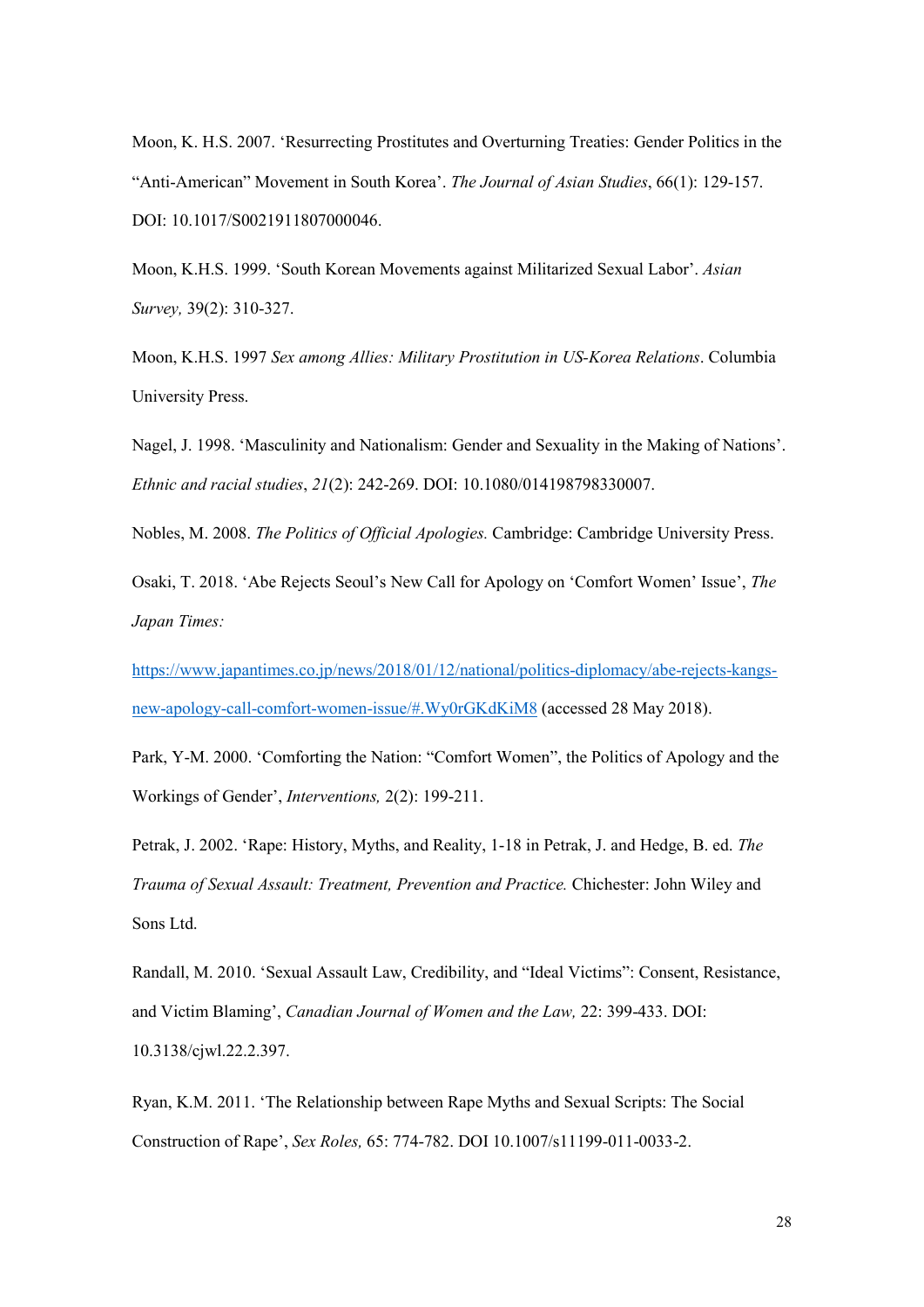Moon, K. H.S. 2007. 'Resurrecting Prostitutes and Overturning Treaties: Gender Politics in the "Anti-American" Movement in South Korea'. *The Journal of Asian Studies*, 66(1): 129-157. DOI: 10.1017/S0021911807000046.

Moon, K.H.S. 1999. 'South Korean Movements against Militarized Sexual Labor'. *Asian Survey,* 39(2): 310-327.

Moon, K.H.S. 1997 *Sex among Allies: Military Prostitution in US-Korea Relations*. Columbia University Press.

Nagel, J. 1998. 'Masculinity and Nationalism: Gender and Sexuality in the Making of Nations'. *Ethnic and racial studies*, *21*(2): 242-269. DOI: 10.1080/014198798330007.

Nobles, M. 2008. *The Politics of Official Apologies.* Cambridge: Cambridge University Press.

Osaki, T. 2018. 'Abe Rejects Seoul's New Call for Apology on 'Comfort Women' Issue', *The Japan Times:*

https://www.japantimes.co.jp/news/2018/01/12/national/politics-diplomacy/abe-rejects-kangs-new-apology-call-comfort-women-issue/#.Wy0rGKdKiM8 (accessed 28 May 2018).

Park, Y-M. 2000. 'Comforting the Nation: "Comfort Women", the Politics of Apology and the Workings of Gender', *Interventions,* 2(2): 199-211.

Petrak, J. 2002. 'Rape: History, Myths, and Reality, 1-18 in Petrak, J. and Hedge, B. ed. *The Trauma of Sexual Assault: Treatment, Prevention and Practice.* Chichester: John Wiley and Sons Ltd.

Randall, M. 2010. 'Sexual Assault Law, Credibility, and "Ideal Victims": Consent, Resistance, and Victim Blaming', *Canadian Journal of Women and the Law,* 22: 399-433. DOI: 10.3138/cjwl.22.2.397.

Ryan, K.M. 2011. 'The Relationship between Rape Myths and Sexual Scripts: The Social Construction of Rape', *Sex Roles,* 65: 774-782. DOI 10.1007/s11199-011-0033-2.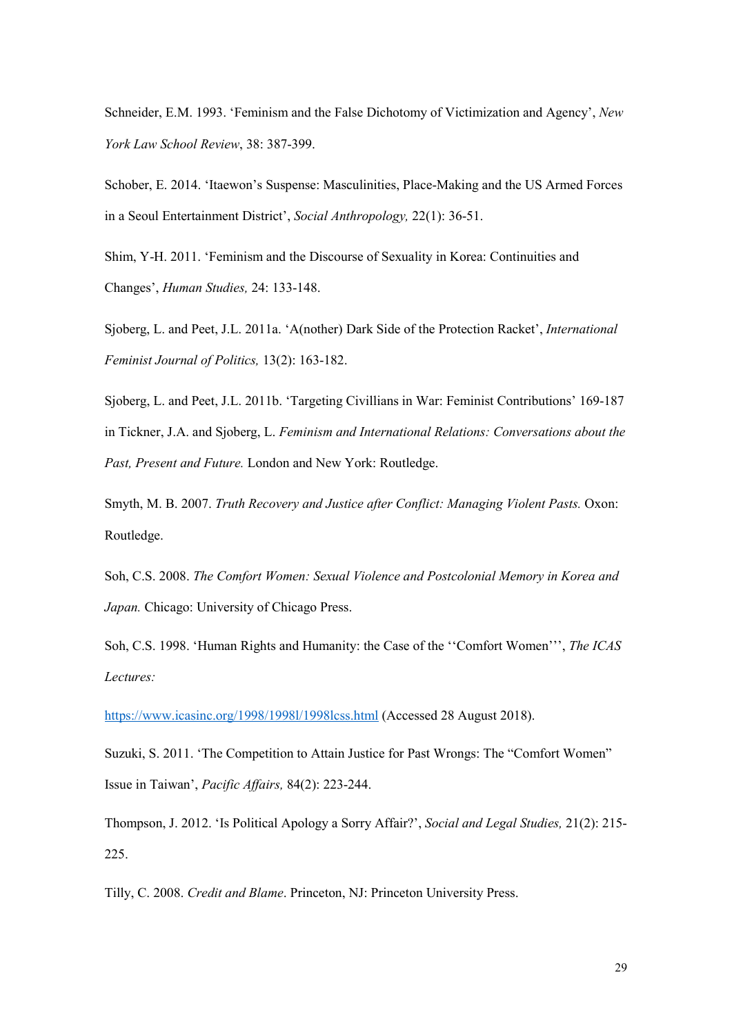Schneider, E.M. 1993. ‘Feminism and the False Dichotomy of Victimization and Agency’, *New York Law School Review*, 38: 387-399.

Schober, E. 2014. ‘Itaewon’s Suspense: Masculinities, Place-Making and the US Armed Forces in a Seoul Entertainment District’, *Social Anthropology,* 22(1): 36-51.

Shim, Y-H. 2011. ‘Feminism and the Discourse of Sexuality in Korea: Continuities and Changes’, *Human Studies,* 24: 133-148.

Sjoberg, L. and Peet, J.L. 2011a. ‘A(nother) Dark Side of the Protection Racket’, *International Feminist Journal of Politics,* 13(2): 163-182.

Sjoberg, L. and Peet, J.L. 2011b. ‘Targeting Civillians in War: Feminist Contributions’ 169-187 in Tickner, J.A. and Sjoberg, L. *Feminism and International Relations: Conversations about the Past, Present and Future.* London and New York: Routledge.

Smyth, M. B. 2007. *Truth Recovery and Justice after Conflict: Managing Violent Pasts.* Oxon: Routledge.

Soh, C.S. 2008. *The Comfort Women: Sexual Violence and Postcolonial Memory in Korea and Japan.* Chicago: University of Chicago Press.

Soh, C.S. 1998. ‘Human Rights and Humanity: the Case of the ‘‘Comfort Women’’’, *The ICAS Lectures:*

https://www.icasinc.org/1998/1998l/1998lcss.html (Accessed 28 August 2018).

Suzuki, S. 2011. ‘The Competition to Attain Justice for Past Wrongs: The “Comfort Women” Issue in Taiwan’, *Pacific Affairs,* 84(2): 223-244.

Thompson, J. 2012. ‘Is Political Apology a Sorry Affair?’, *Social and Legal Studies,* 21(2): 215-225.

Tilly, C. 2008. *Credit and Blame*. Princeton, NJ: Princeton University Press.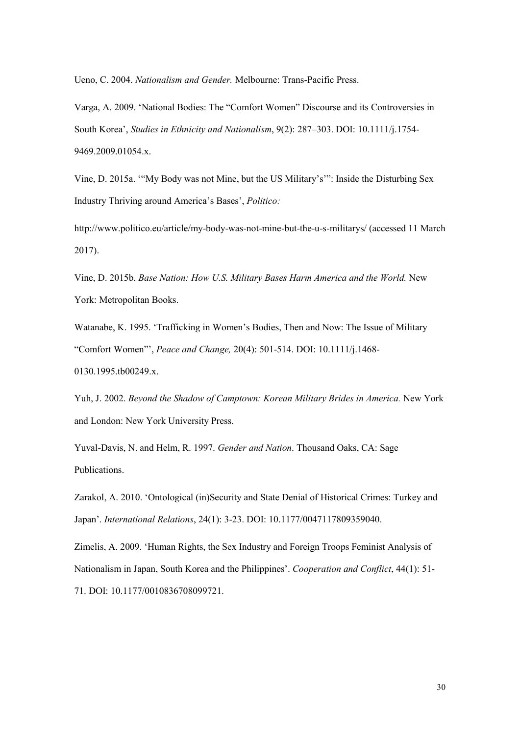Ueno, C. 2004. *Nationalism and Gender.* Melbourne: Trans-Pacific Press.

Varga, A. 2009. 'National Bodies: The "Comfort Women" Discourse and its Controversies in South Korea', *Studies in Ethnicity and Nationalism*, 9(2): 287–303. DOI: 10.1111/j.1754-9469.2009.01054.x.

Vine, D. 2015a. '"My Body was not Mine, but the US Military's"': Inside the Disturbing Sex Industry Thriving around America's Bases', *Politico:*

http://www.politico.eu/article/my-body-was-not-mine-but-the-u-s-militarys/ (accessed 11 March 2017).

Vine, D. 2015b. *Base Nation: How U.S. Military Bases Harm America and the World.* New York: Metropolitan Books.

Watanabe, K. 1995. 'Trafficking in Women's Bodies, Then and Now: The Issue of Military "Comfort Women"', *Peace and Change,* 20(4): 501-514. DOI: 10.1111/j.1468-0130.1995.tb00249.x.

Yuh, J. 2002. *Beyond the Shadow of Camptown: Korean Military Brides in America.* New York and London: New York University Press.

Yuval-Davis, N. and Helm, R. 1997. *Gender and Nation*. Thousand Oaks, CA: Sage Publications.

Zarakol, A. 2010. 'Ontological (in)Security and State Denial of Historical Crimes: Turkey and Japan'. *International Relations*, 24(1): 3-23. DOI: 10.1177/0047117809359040.

Zimelis, A. 2009. 'Human Rights, the Sex Industry and Foreign Troops Feminist Analysis of Nationalism in Japan, South Korea and the Philippines'. *Cooperation and Conflict*, 44(1): 51-71. DOI: 10.1177/0010836708099721.